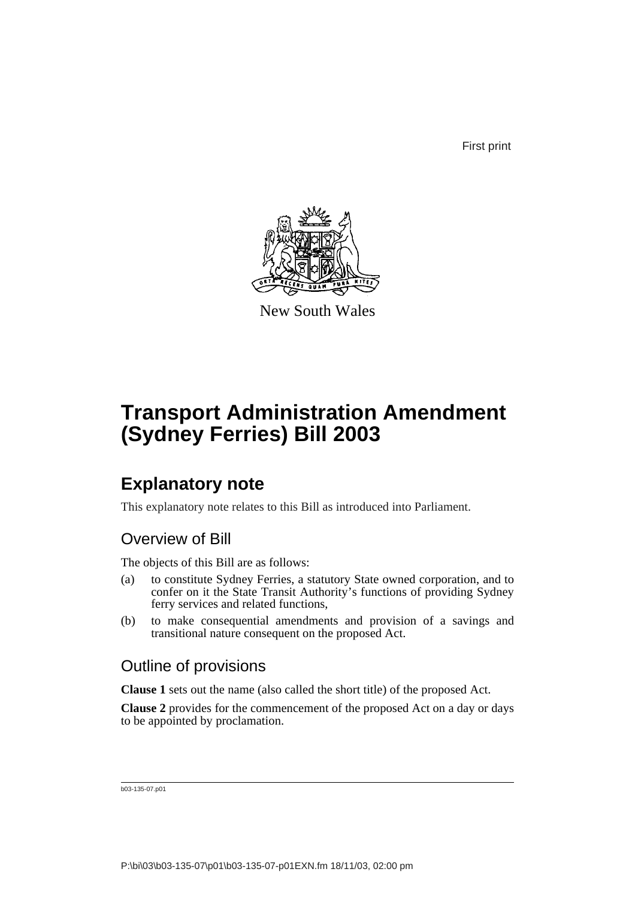First print

New South Wales

# Transport Administration Amendment (Sydney Ferries) Bill 2003

## Explanatory note

This explanatory note relates to this Bill as introduced into Parliament.

### Overview of Bill

The objects of this Bill are as follows:

(a) to constitute Sydney Ferries, a statutory State owned corporation, and to confer on it the State Transit Authority's functions of providing Sydney ferry services and related functions,

(b) to make consequential amendments and provision of a savings and transitional nature consequent on the proposed Act.

### Outline of provisions

**Clause 1** sets out the name (also called the short title) of the proposed Act.

**Clause 2** provides for the commencement of the proposed Act on a day or days to be appointed by proclamation.

b03-135-07.p01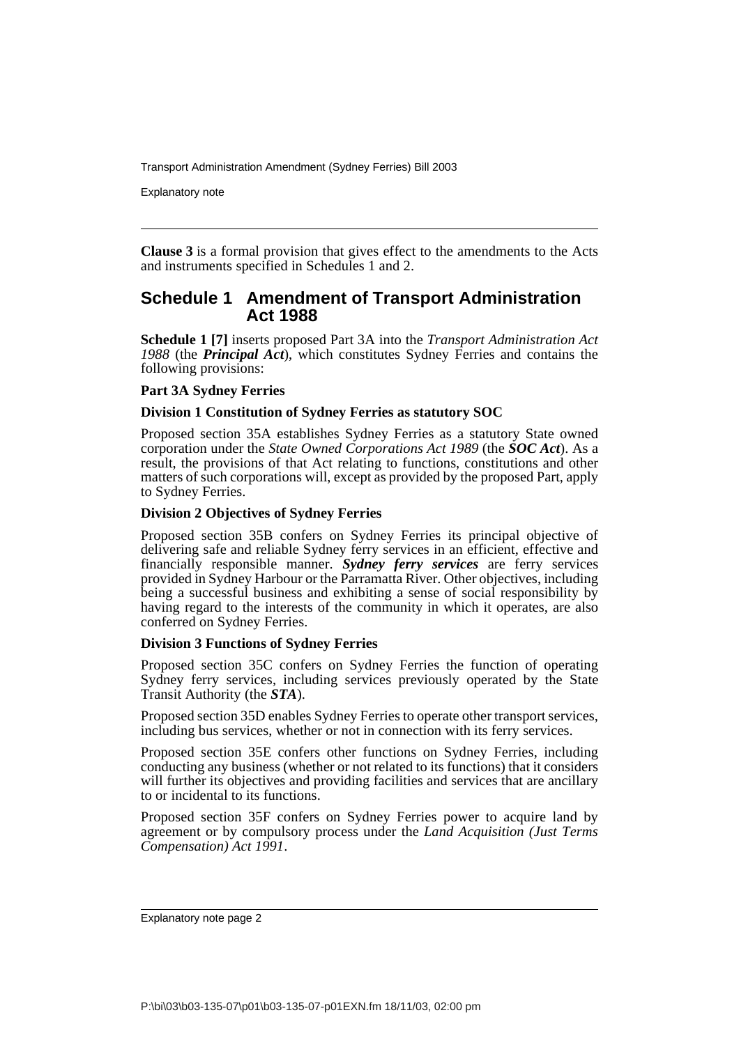**Clause 3** is a formal provision that gives effect to the amendments to the Acts and instruments specified in Schedules 1 and 2.

## Schedule 1 Amendment of Transport Administration Act 1988

**Schedule 1 [7]** inserts proposed Part 3A into the *Transport Administration Act 1988* (the ***Principal Act***), which constitutes Sydney Ferries and contains the following provisions:

**Part 3A Sydney Ferries**

**Division 1 Constitution of Sydney Ferries as statutory SOC**

Proposed section 35A establishes Sydney Ferries as a statutory State owned corporation under the *State Owned Corporations Act 1989* (the ***SOC Act***). As a result, the provisions of that Act relating to functions, constitutions and other matters of such corporations will, except as provided by the proposed Part, apply to Sydney Ferries.

**Division 2 Objectives of Sydney Ferries**

Proposed section 35B confers on Sydney Ferries its principal objective of delivering safe and reliable Sydney ferry services in an efficient, effective and financially responsible manner. ***Sydney ferry services*** are ferry services provided in Sydney Harbour or the Parramatta River. Other objectives, including being a successful business and exhibiting a sense of social responsibility by having regard to the interests of the community in which it operates, are also conferred on Sydney Ferries.

**Division 3 Functions of Sydney Ferries**

Proposed section 35C confers on Sydney Ferries the function of operating Sydney ferry services, including services previously operated by the State Transit Authority (the ***STA***).

Proposed section 35D enables Sydney Ferries to operate other transport services, including bus services, whether or not in connection with its ferry services.

Proposed section 35E confers other functions on Sydney Ferries, including conducting any business (whether or not related to its functions) that it considers will further its objectives and providing facilities and services that are ancillary to or incidental to its functions.

Proposed section 35F confers on Sydney Ferries power to acquire land by agreement or by compulsory process under the *Land Acquisition (Just Terms Compensation) Act 1991*.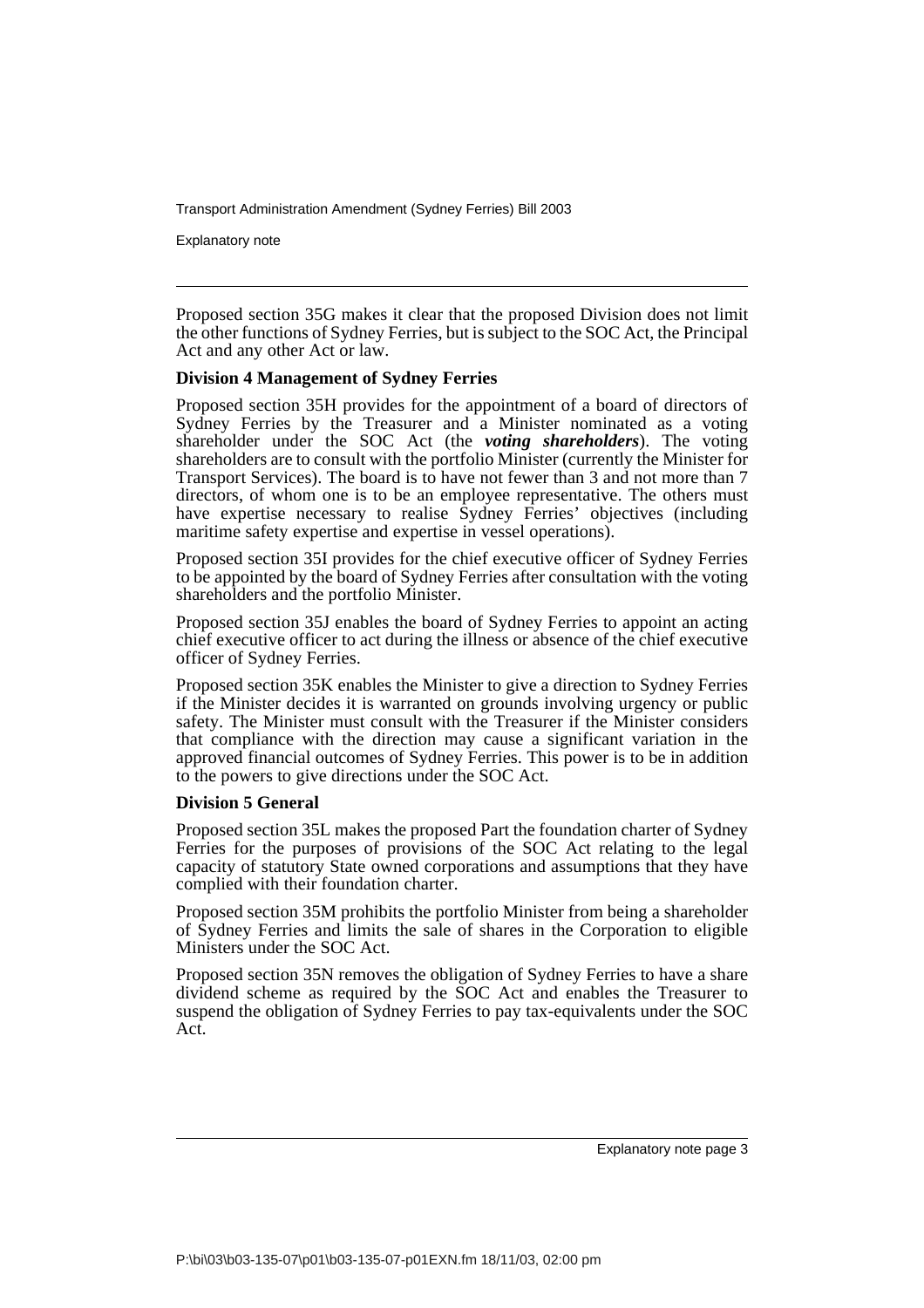Proposed section 35G makes it clear that the proposed Division does not limit the other functions of Sydney Ferries, but is subject to the SOC Act, the Principal Act and any other Act or law.

**Division 4 Management of Sydney Ferries**

Proposed section 35H provides for the appointment of a board of directors of Sydney Ferries by the Treasurer and a Minister nominated as a voting shareholder under the SOC Act (the ***voting shareholders***). The voting shareholders are to consult with the portfolio Minister (currently the Minister for Transport Services). The board is to have not fewer than 3 and not more than 7 directors, of whom one is to be an employee representative. The others must have expertise necessary to realise Sydney Ferries' objectives (including maritime safety expertise and expertise in vessel operations).

Proposed section 35I provides for the chief executive officer of Sydney Ferries to be appointed by the board of Sydney Ferries after consultation with the voting shareholders and the portfolio Minister.

Proposed section 35J enables the board of Sydney Ferries to appoint an acting chief executive officer to act during the illness or absence of the chief executive officer of Sydney Ferries.

Proposed section 35K enables the Minister to give a direction to Sydney Ferries if the Minister decides it is warranted on grounds involving urgency or public safety. The Minister must consult with the Treasurer if the Minister considers that compliance with the direction may cause a significant variation in the approved financial outcomes of Sydney Ferries. This power is to be in addition to the powers to give directions under the SOC Act.

**Division 5 General**

Proposed section 35L makes the proposed Part the foundation charter of Sydney Ferries for the purposes of provisions of the SOC Act relating to the legal capacity of statutory State owned corporations and assumptions that they have complied with their foundation charter.

Proposed section 35M prohibits the portfolio Minister from being a shareholder of Sydney Ferries and limits the sale of shares in the Corporation to eligible Ministers under the SOC Act.

Proposed section 35N removes the obligation of Sydney Ferries to have a share dividend scheme as required by the SOC Act and enables the Treasurer to suspend the obligation of Sydney Ferries to pay tax-equivalents under the SOC Act.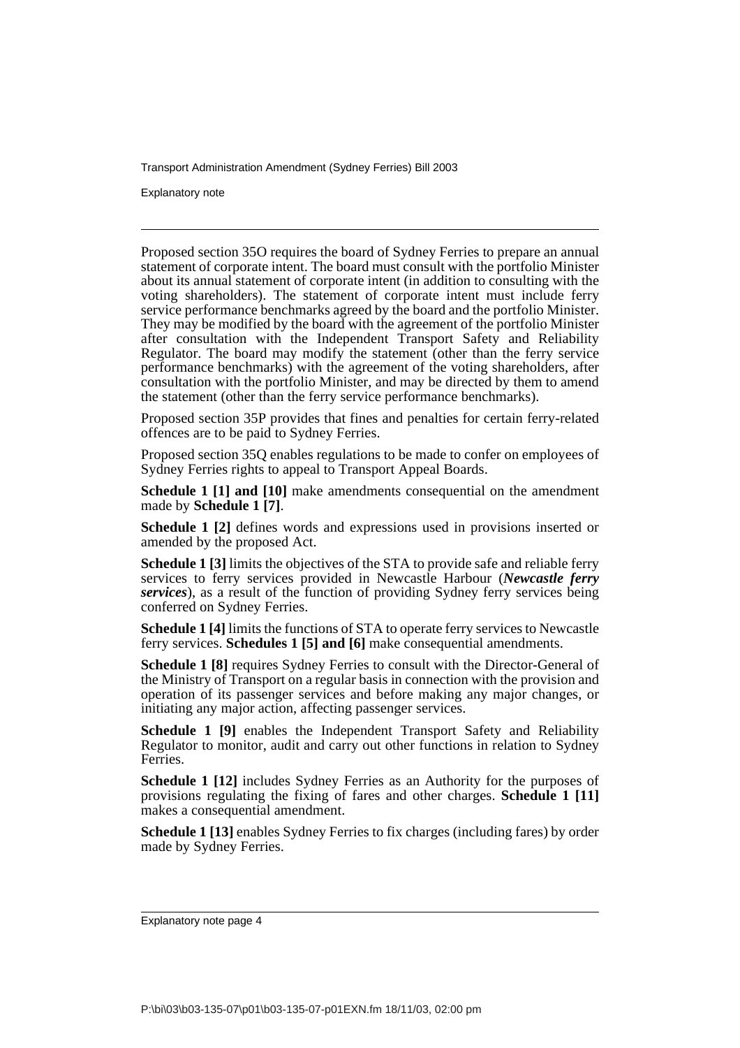Proposed section 35O requires the board of Sydney Ferries to prepare an annual statement of corporate intent. The board must consult with the portfolio Minister about its annual statement of corporate intent (in addition to consulting with the voting shareholders). The statement of corporate intent must include ferry service performance benchmarks agreed by the board and the portfolio Minister. They may be modified by the board with the agreement of the portfolio Minister after consultation with the Independent Transport Safety and Reliability Regulator. The board may modify the statement (other than the ferry service performance benchmarks) with the agreement of the voting shareholders, after consultation with the portfolio Minister, and may be directed by them to amend the statement (other than the ferry service performance benchmarks).

Proposed section 35P provides that fines and penalties for certain ferry-related offences are to be paid to Sydney Ferries.

Proposed section 35Q enables regulations to be made to confer on employees of Sydney Ferries rights to appeal to Transport Appeal Boards.

**Schedule 1 [1] and [10]** make amendments consequential on the amendment made by **Schedule 1 [7]**.

**Schedule 1 [2]** defines words and expressions used in provisions inserted or amended by the proposed Act.

**Schedule 1 [3]** limits the objectives of the STA to provide safe and reliable ferry services to ferry services provided in Newcastle Harbour (***Newcastle ferry services***), as a result of the function of providing Sydney ferry services being conferred on Sydney Ferries.

**Schedule 1 [4]** limits the functions of STA to operate ferry services to Newcastle ferry services. **Schedules 1 [5] and [6]** make consequential amendments.

**Schedule 1 [8]** requires Sydney Ferries to consult with the Director-General of the Ministry of Transport on a regular basis in connection with the provision and operation of its passenger services and before making any major changes, or initiating any major action, affecting passenger services.

**Schedule 1 [9]** enables the Independent Transport Safety and Reliability Regulator to monitor, audit and carry out other functions in relation to Sydney Ferries.

**Schedule 1 [12]** includes Sydney Ferries as an Authority for the purposes of provisions regulating the fixing of fares and other charges. **Schedule 1 [11]** makes a consequential amendment.

**Schedule 1 [13]** enables Sydney Ferries to fix charges (including fares) by order made by Sydney Ferries.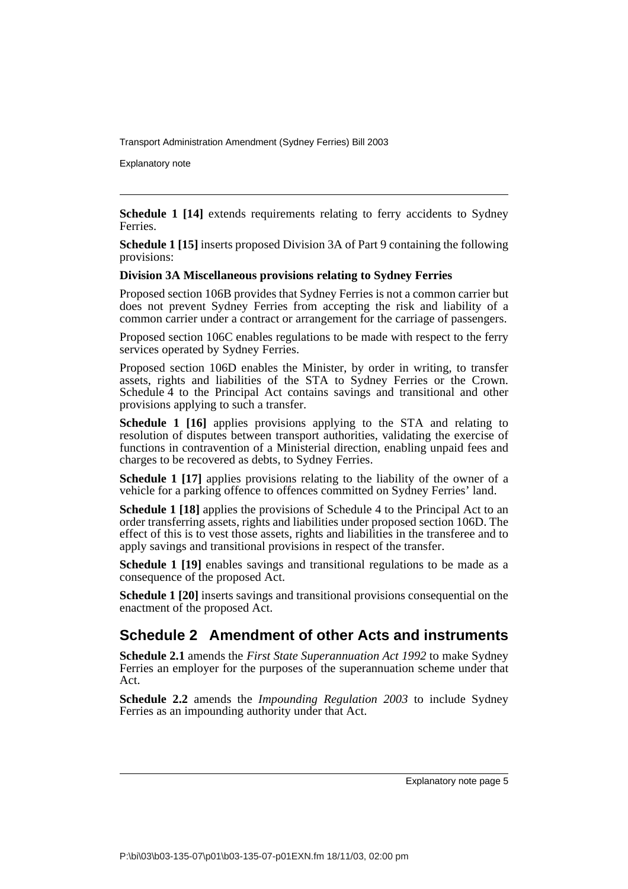**Schedule 1 [14]** extends requirements relating to ferry accidents to Sydney Ferries.

**Schedule 1 [15]** inserts proposed Division 3A of Part 9 containing the following provisions:

**Division 3A Miscellaneous provisions relating to Sydney Ferries**

Proposed section 106B provides that Sydney Ferries is not a common carrier but does not prevent Sydney Ferries from accepting the risk and liability of a common carrier under a contract or arrangement for the carriage of passengers.

Proposed section 106C enables regulations to be made with respect to the ferry services operated by Sydney Ferries.

Proposed section 106D enables the Minister, by order in writing, to transfer assets, rights and liabilities of the STA to Sydney Ferries or the Crown. Schedule 4 to the Principal Act contains savings and transitional and other provisions applying to such a transfer.

**Schedule 1 [16]** applies provisions applying to the STA and relating to resolution of disputes between transport authorities, validating the exercise of functions in contravention of a Ministerial direction, enabling unpaid fees and charges to be recovered as debts, to Sydney Ferries.

**Schedule 1 [17]** applies provisions relating to the liability of the owner of a vehicle for a parking offence to offences committed on Sydney Ferries' land.

**Schedule 1 [18]** applies the provisions of Schedule 4 to the Principal Act to an order transferring assets, rights and liabilities under proposed section 106D. The effect of this is to vest those assets, rights and liabilities in the transferee and to apply savings and transitional provisions in respect of the transfer.

**Schedule 1 [19]** enables savings and transitional regulations to be made as a consequence of the proposed Act.

**Schedule 1 [20]** inserts savings and transitional provisions consequential on the enactment of the proposed Act.

## Schedule 2 Amendment of other Acts and instruments

**Schedule 2.1** amends the *First State Superannuation Act 1992* to make Sydney Ferries an employer for the purposes of the superannuation scheme under that Act.

**Schedule 2.2** amends the *Impounding Regulation 2003* to include Sydney Ferries as an impounding authority under that Act.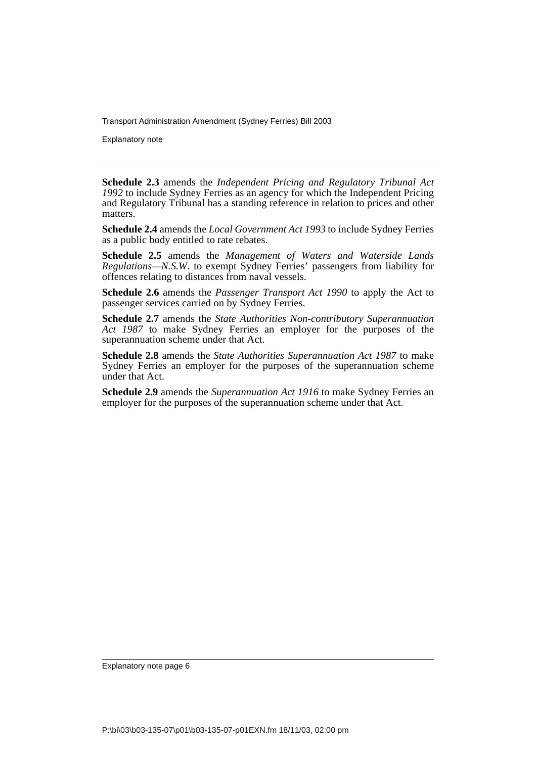**Schedule 2.3** amends the *Independent Pricing and Regulatory Tribunal Act 1992* to include Sydney Ferries as an agency for which the Independent Pricing and Regulatory Tribunal has a standing reference in relation to prices and other matters.

**Schedule 2.4** amends the *Local Government Act 1993* to include Sydney Ferries as a public body entitled to rate rebates.

**Schedule 2.5** amends the *Management of Waters and Waterside Lands Regulations—N.S.W.* to exempt Sydney Ferries' passengers from liability for offences relating to distances from naval vessels.

**Schedule 2.6** amends the *Passenger Transport Act 1990* to apply the Act to passenger services carried on by Sydney Ferries.

**Schedule 2.7** amends the *State Authorities Non-contributory Superannuation Act 1987* to make Sydney Ferries an employer for the purposes of the superannuation scheme under that Act.

**Schedule 2.8** amends the *State Authorities Superannuation Act 1987* to make Sydney Ferries an employer for the purposes of the superannuation scheme under that Act.

**Schedule 2.9** amends the *Superannuation Act 1916* to make Sydney Ferries an employer for the purposes of the superannuation scheme under that Act.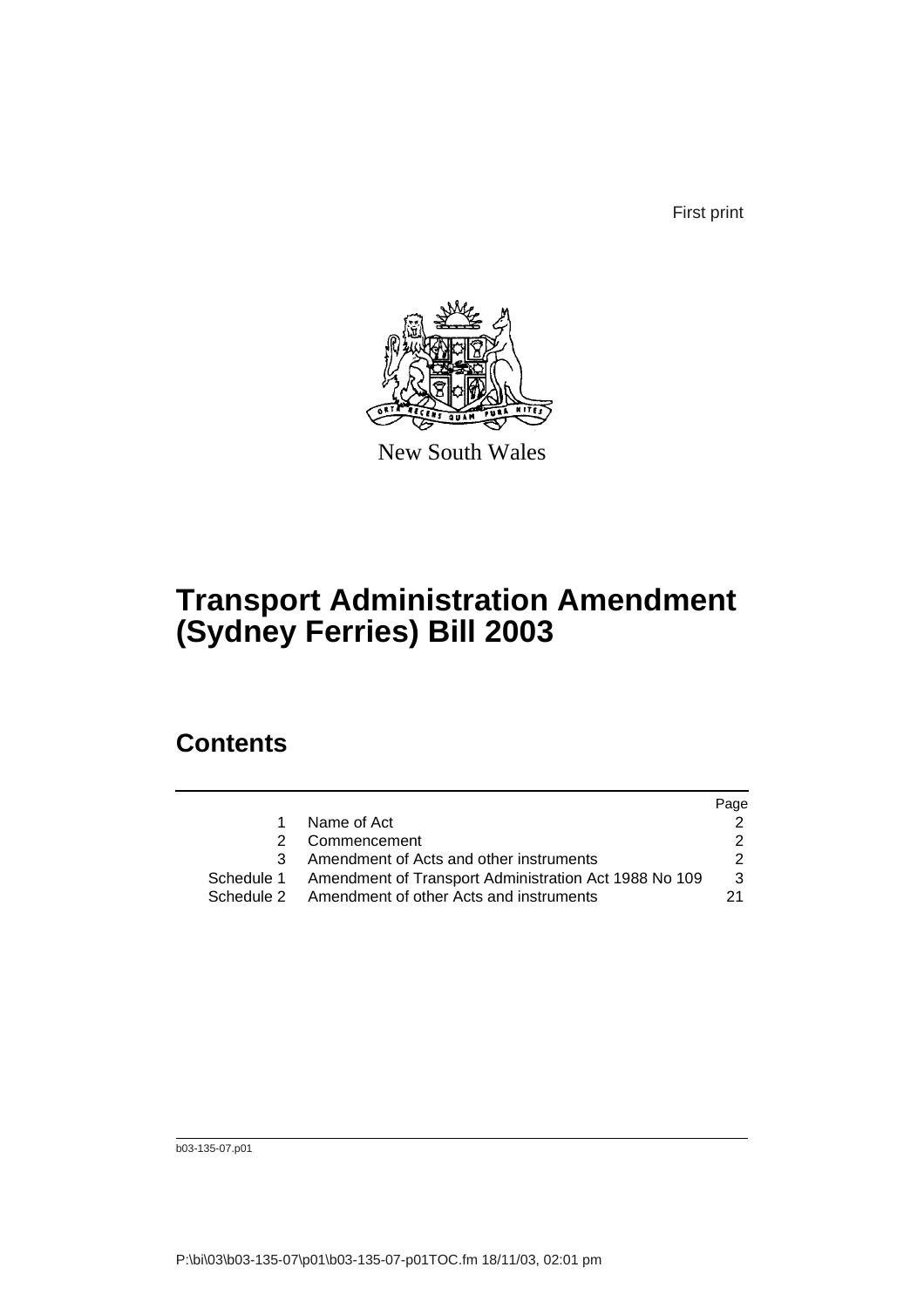First print

New South Wales

# Transport Administration Amendment (Sydney Ferries) Bill 2003

## Contents

| | | Page |
|---|---|---|
| 1 | Name of Act | 2 |
| 2 | Commencement | 2 |
| 3 | Amendment of Acts and other instruments | 2 |
| Schedule 1 | Amendment of Transport Administration Act 1988 No 109 | 3 |
| Schedule 2 | Amendment of other Acts and instruments | 21 |

b03-135-07.p01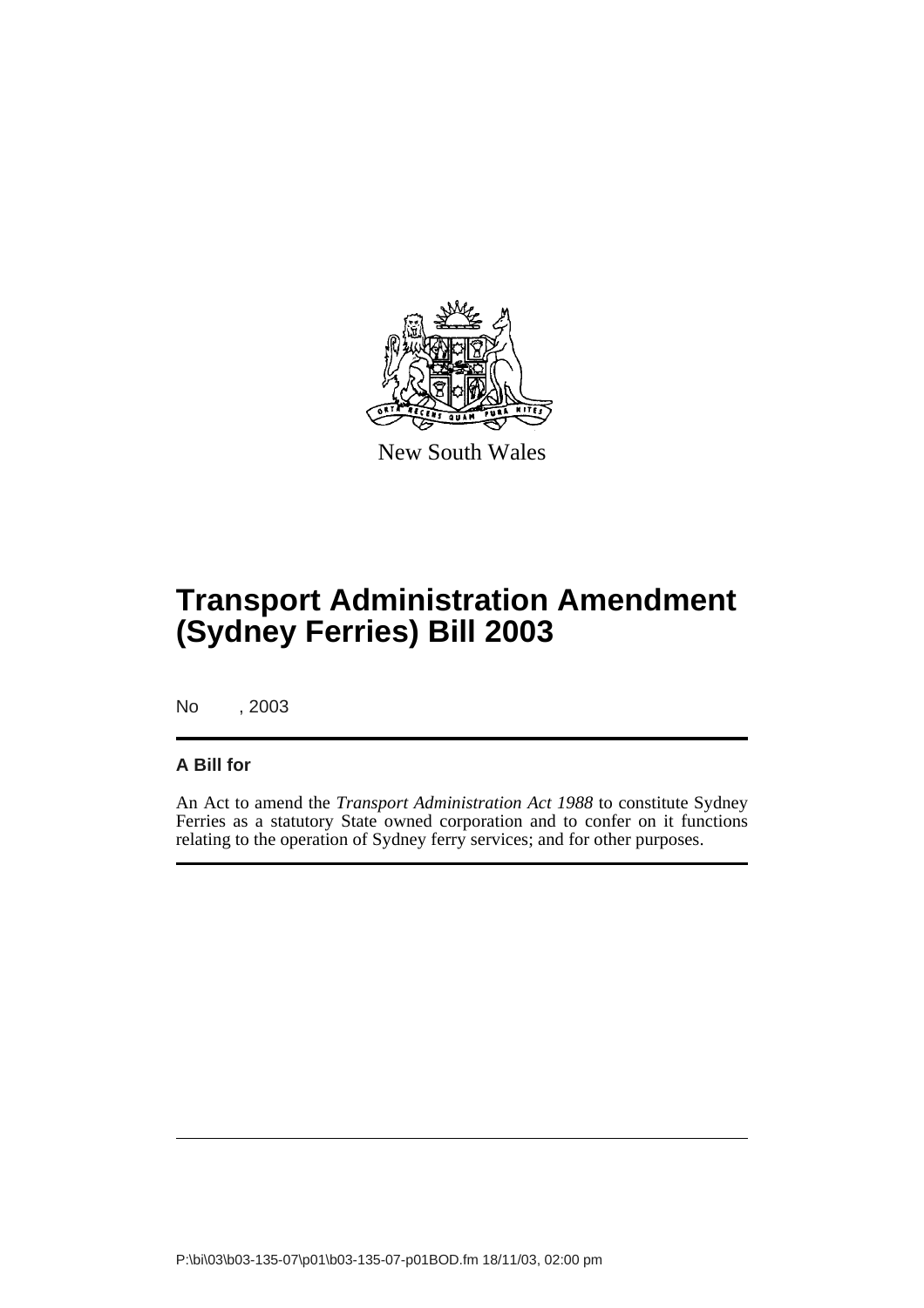New South Wales

# Transport Administration Amendment (Sydney Ferries) Bill 2003

No , 2003

## A Bill for

An Act to amend the *Transport Administration Act 1988* to constitute Sydney Ferries as a statutory State owned corporation and to confer on it functions relating to the operation of Sydney ferry services; and for other purposes.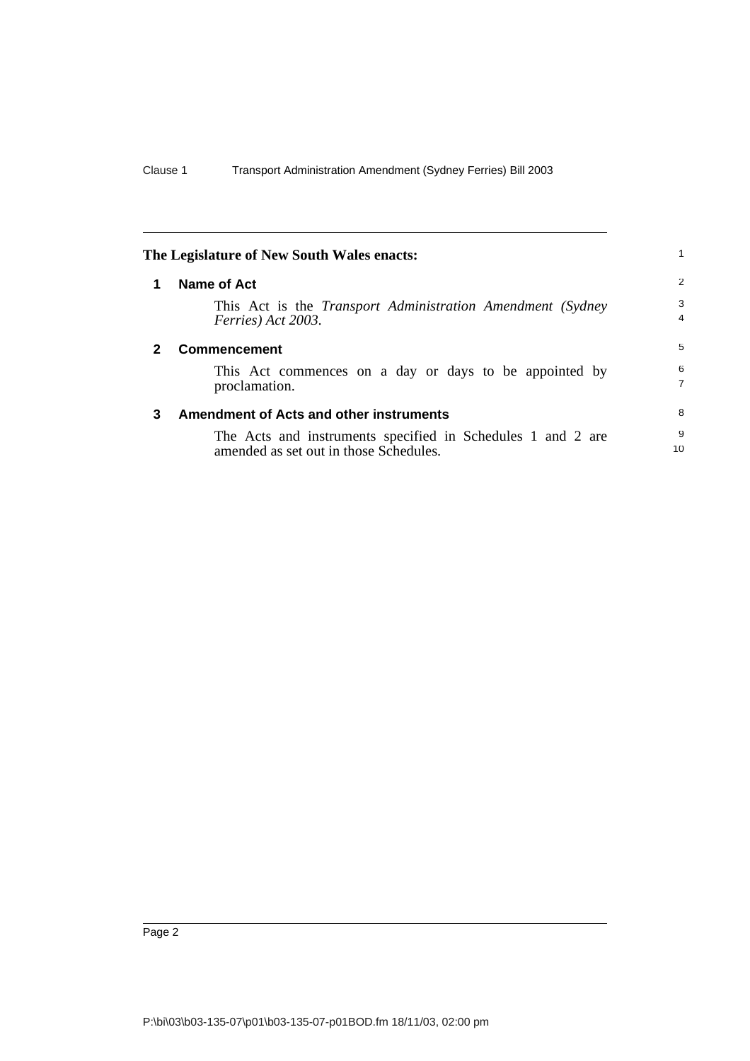**The Legislature of New South Wales enacts:**

## 1 Name of Act

This Act is the *Transport Administration Amendment (Sydney Ferries) Act 2003*.

## 2 Commencement

This Act commences on a day or days to be appointed by proclamation.

## 3 Amendment of Acts and other instruments

The Acts and instruments specified in Schedules 1 and 2 are amended as set out in those Schedules.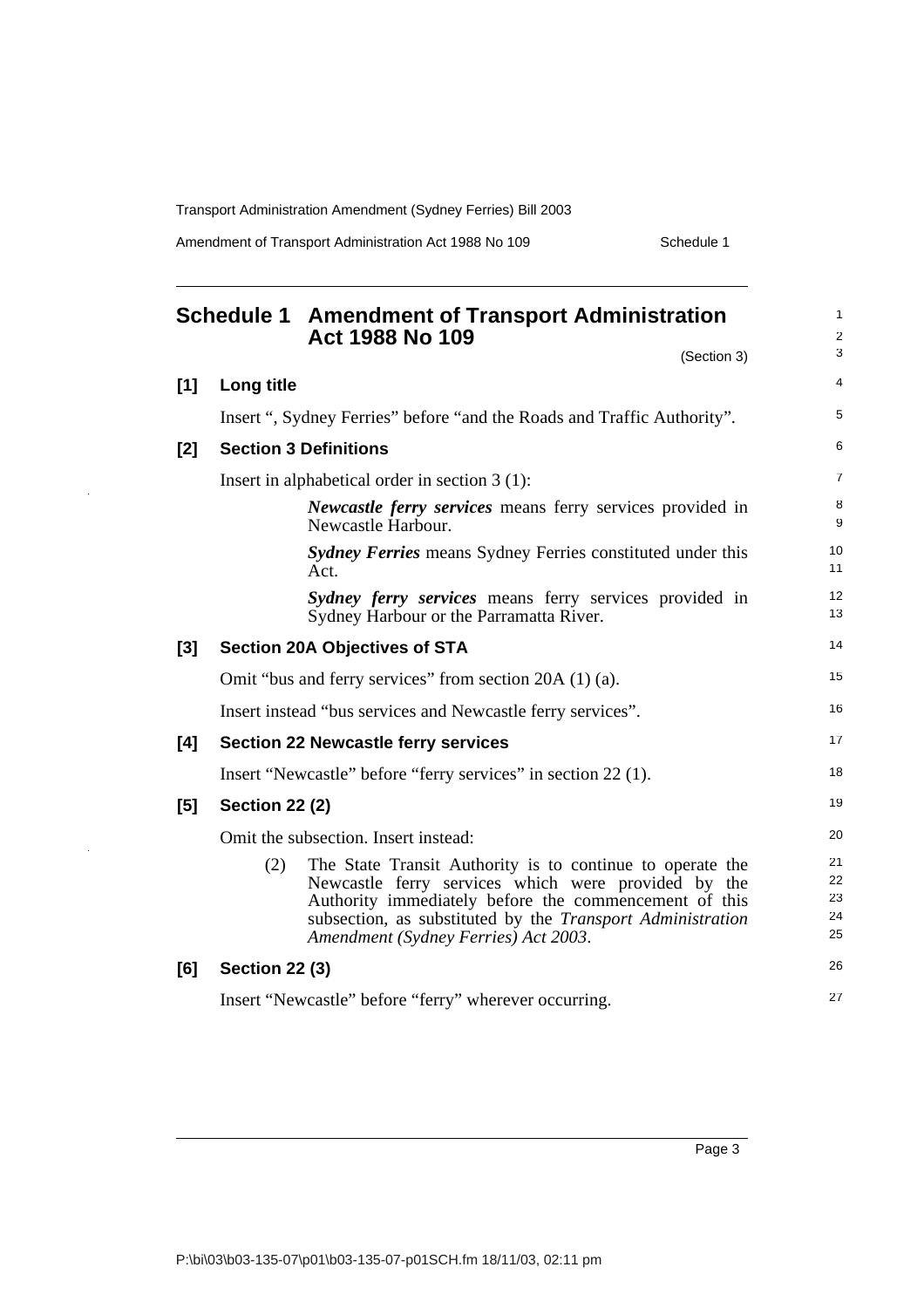## Schedule 1 Amendment of Transport Administration Act 1988 No 109

(Section 3)

**[1] Long title**

Insert ", Sydney Ferries" before "and the Roads and Traffic Authority".

**[2] Section 3 Definitions**

Insert in alphabetical order in section 3 (1):

> ***Newcastle ferry services*** means ferry services provided in Newcastle Harbour.
>
> ***Sydney Ferries*** means Sydney Ferries constituted under this Act.
>
> ***Sydney ferry services*** means ferry services provided in Sydney Harbour or the Parramatta River.

**[3] Section 20A Objectives of STA**

Omit "bus and ferry services" from section 20A (1) (a).

Insert instead "bus services and Newcastle ferry services".

**[4] Section 22 Newcastle ferry services**

Insert "Newcastle" before "ferry services" in section 22 (1).

**[5] Section 22 (2)**

Omit the subsection. Insert instead:

> (2) The State Transit Authority is to continue to operate the Newcastle ferry services which were provided by the Authority immediately before the commencement of this subsection, as substituted by the *Transport Administration Amendment (Sydney Ferries) Act 2003*.

**[6] Section 22 (3)**

Insert "Newcastle" before "ferry" wherever occurring.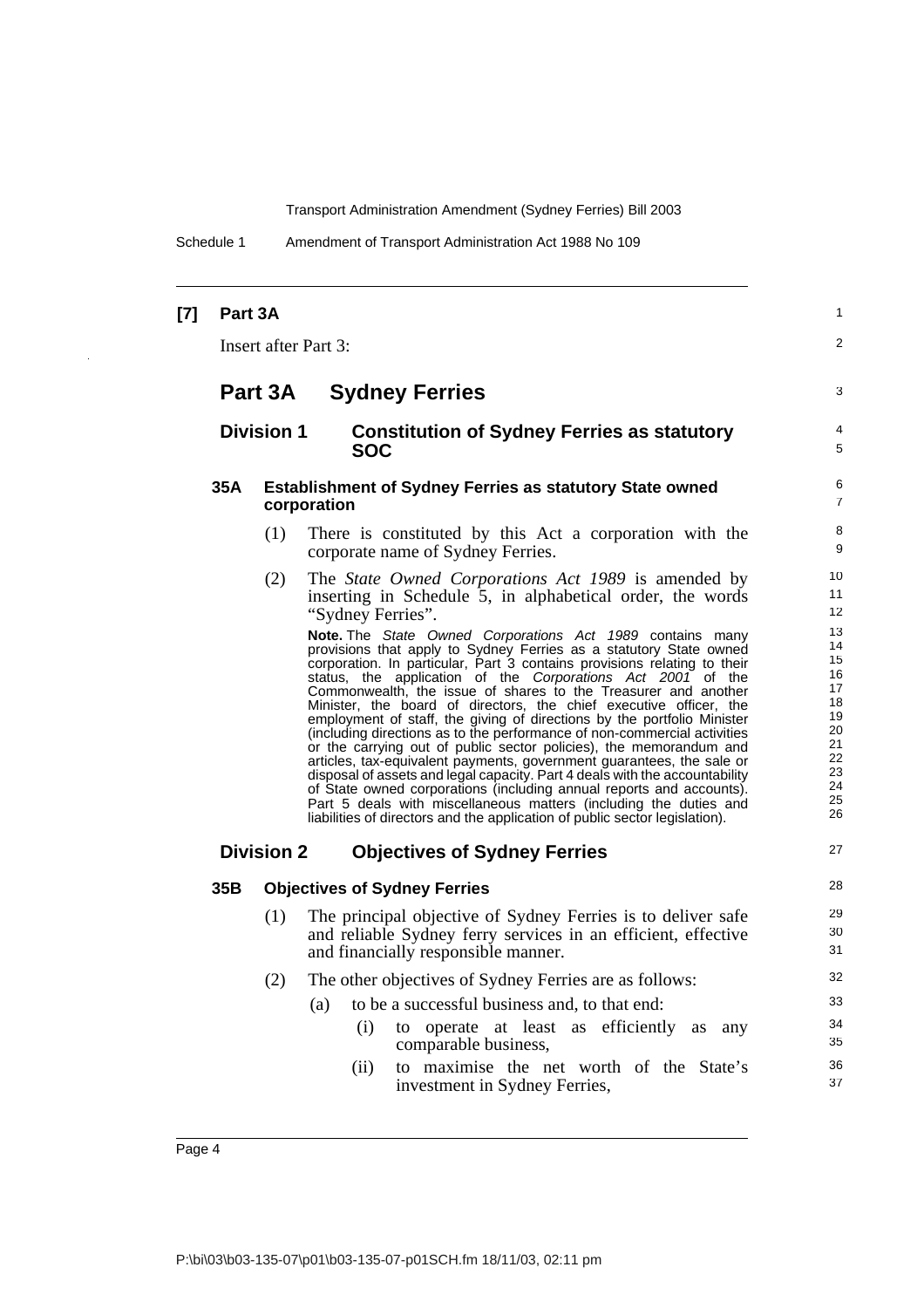**[7] Part 3A**

Insert after Part 3:

## Part 3A Sydney Ferries

### Division 1 Constitution of Sydney Ferries as statutory SOC

#### 35A Establishment of Sydney Ferries as statutory State owned corporation

(1) There is constituted by this Act a corporation with the corporate name of Sydney Ferries.

(2) The *State Owned Corporations Act 1989* is amended by inserting in Schedule 5, in alphabetical order, the words "Sydney Ferries".

**Note.** The *State Owned Corporations Act 1989* contains many provisions that apply to Sydney Ferries as a statutory State owned corporation. In particular, Part 3 contains provisions relating to their status, the application of the *Corporations Act 2001* of the Commonwealth, the issue of shares to the Treasurer and another Minister, the board of directors, the chief executive officer, the employment of staff, the giving of directions by the portfolio Minister (including directions as to the performance of non-commercial activities or the carrying out of public sector policies), the memorandum and articles, tax-equivalent payments, government guarantees, the sale or disposal of assets and legal capacity. Part 4 deals with the accountability of State owned corporations (including annual reports and accounts). Part 5 deals with miscellaneous matters (including the duties and liabilities of directors and the application of public sector legislation).

### Division 2 Objectives of Sydney Ferries

#### 35B Objectives of Sydney Ferries

(1) The principal objective of Sydney Ferries is to deliver safe and reliable Sydney ferry services in an efficient, effective and financially responsible manner.

(2) The other objectives of Sydney Ferries are as follows:

(a) to be a successful business and, to that end:

(i) to operate at least as efficiently as any comparable business,

(ii) to maximise the net worth of the State's investment in Sydney Ferries,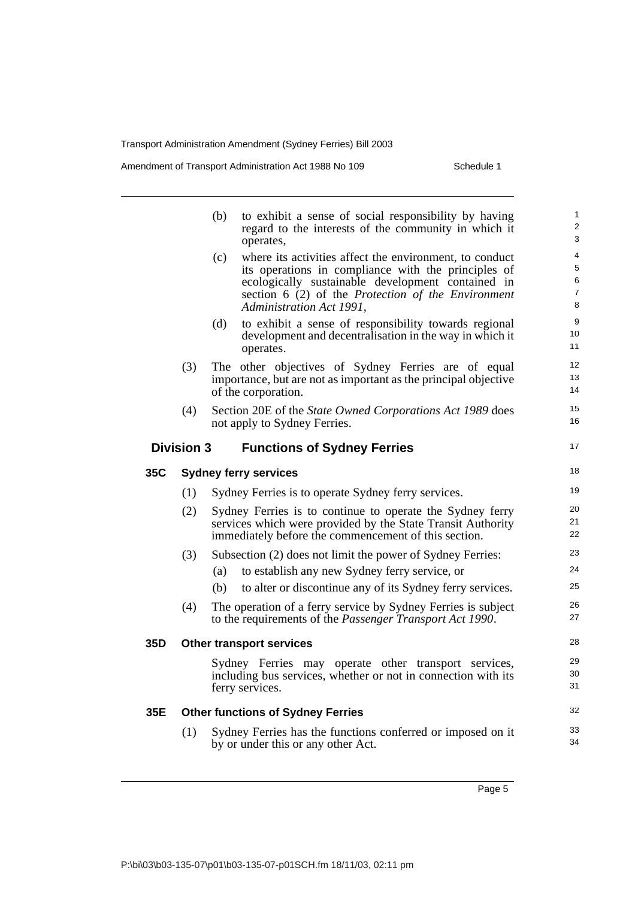(b) to exhibit a sense of social responsibility by having regard to the interests of the community in which it operates,

(c) where its activities affect the environment, to conduct its operations in compliance with the principles of ecologically sustainable development contained in section 6 (2) of the *Protection of the Environment Administration Act 1991*,

(d) to exhibit a sense of responsibility towards regional development and decentralisation in the way in which it operates.

(3) The other objectives of Sydney Ferries are of equal importance, but are not as important as the principal objective of the corporation.

(4) Section 20E of the *State Owned Corporations Act 1989* does not apply to Sydney Ferries.

## Division 3 Functions of Sydney Ferries

### 35C Sydney ferry services

(1) Sydney Ferries is to operate Sydney ferry services.

(2) Sydney Ferries is to continue to operate the Sydney ferry services which were provided by the State Transit Authority immediately before the commencement of this section.

(3) Subsection (2) does not limit the power of Sydney Ferries:

(a) to establish any new Sydney ferry service, or

(b) to alter or discontinue any of its Sydney ferry services.

(4) The operation of a ferry service by Sydney Ferries is subject to the requirements of the *Passenger Transport Act 1990*.

### 35D Other transport services

Sydney Ferries may operate other transport services, including bus services, whether or not in connection with its ferry services.

### 35E Other functions of Sydney Ferries

(1) Sydney Ferries has the functions conferred or imposed on it by or under this or any other Act.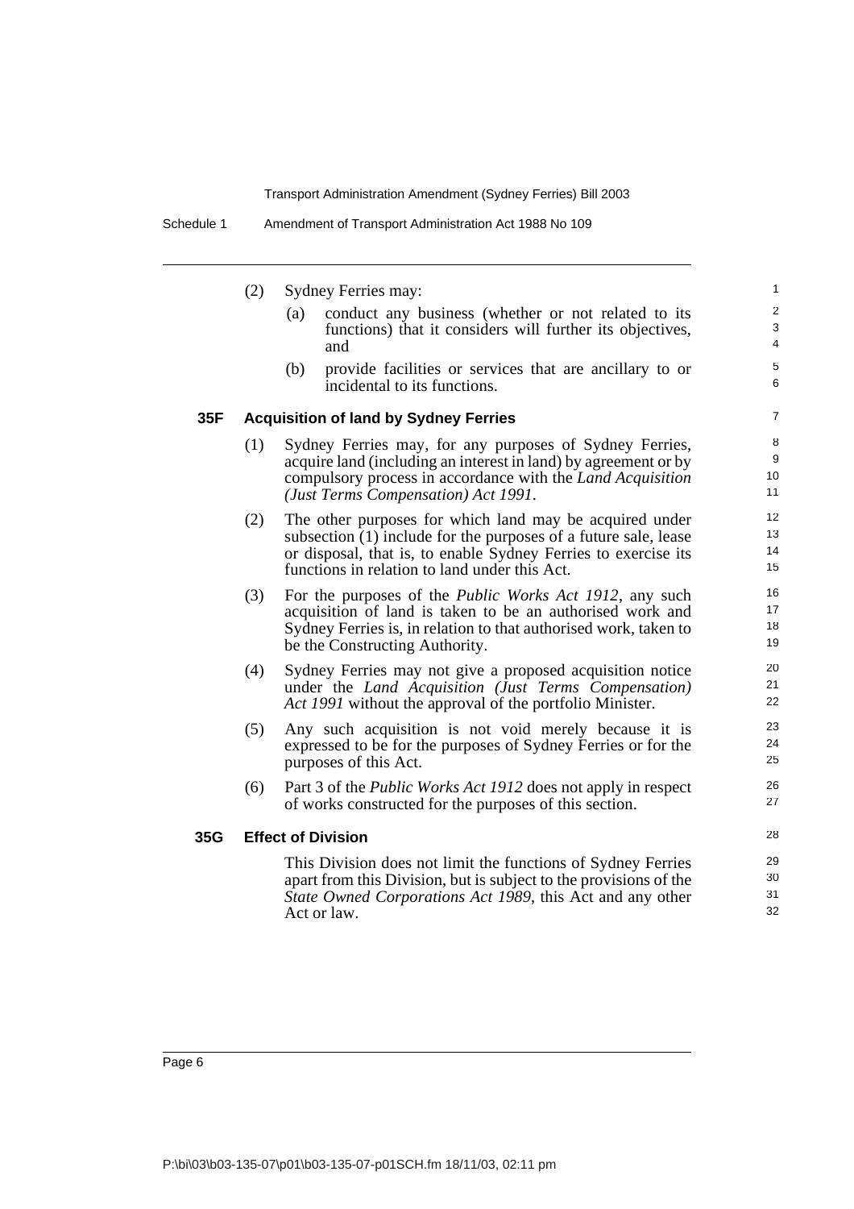(2) Sydney Ferries may:

(a) conduct any business (whether or not related to its functions) that it considers will further its objectives, and

(b) provide facilities or services that are ancillary to or incidental to its functions.

### 35F Acquisition of land by Sydney Ferries

(1) Sydney Ferries may, for any purposes of Sydney Ferries, acquire land (including an interest in land) by agreement or by compulsory process in accordance with the *Land Acquisition (Just Terms Compensation) Act 1991*.

(2) The other purposes for which land may be acquired under subsection (1) include for the purposes of a future sale, lease or disposal, that is, to enable Sydney Ferries to exercise its functions in relation to land under this Act.

(3) For the purposes of the *Public Works Act 1912*, any such acquisition of land is taken to be an authorised work and Sydney Ferries is, in relation to that authorised work, taken to be the Constructing Authority.

(4) Sydney Ferries may not give a proposed acquisition notice under the *Land Acquisition (Just Terms Compensation) Act 1991* without the approval of the portfolio Minister.

(5) Any such acquisition is not void merely because it is expressed to be for the purposes of Sydney Ferries or for the purposes of this Act.

(6) Part 3 of the *Public Works Act 1912* does not apply in respect of works constructed for the purposes of this section.

### 35G Effect of Division

This Division does not limit the functions of Sydney Ferries apart from this Division, but is subject to the provisions of the *State Owned Corporations Act 1989*, this Act and any other Act or law.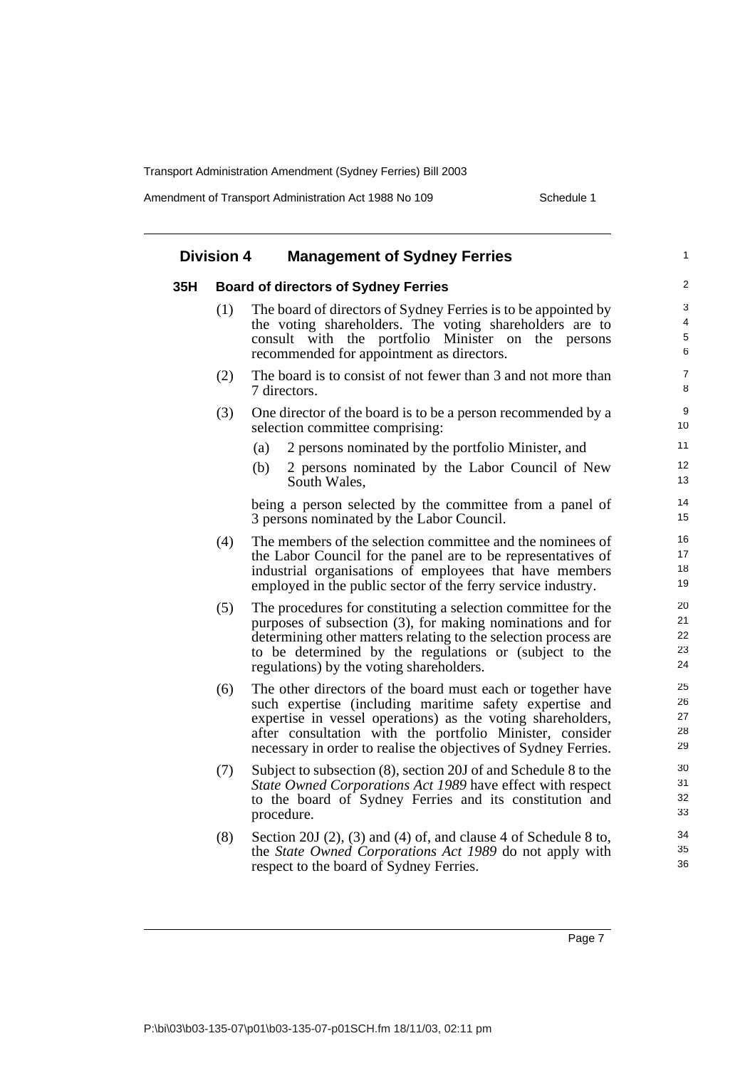## Division 4 Management of Sydney Ferries

### 35H Board of directors of Sydney Ferries

(1) The board of directors of Sydney Ferries is to be appointed by the voting shareholders. The voting shareholders are to consult with the portfolio Minister on the persons recommended for appointment as directors.

(2) The board is to consist of not fewer than 3 and not more than 7 directors.

(3) One director of the board is to be a person recommended by a selection committee comprising:

(a) 2 persons nominated by the portfolio Minister, and

(b) 2 persons nominated by the Labor Council of New South Wales,

being a person selected by the committee from a panel of 3 persons nominated by the Labor Council.

(4) The members of the selection committee and the nominees of the Labor Council for the panel are to be representatives of industrial organisations of employees that have members employed in the public sector of the ferry service industry.

(5) The procedures for constituting a selection committee for the purposes of subsection (3), for making nominations and for determining other matters relating to the selection process are to be determined by the regulations or (subject to the regulations) by the voting shareholders.

(6) The other directors of the board must each or together have such expertise (including maritime safety expertise and expertise in vessel operations) as the voting shareholders, after consultation with the portfolio Minister, consider necessary in order to realise the objectives of Sydney Ferries.

(7) Subject to subsection (8), section 20J of and Schedule 8 to the *State Owned Corporations Act 1989* have effect with respect to the board of Sydney Ferries and its constitution and procedure.

(8) Section 20J (2), (3) and (4) of, and clause 4 of Schedule 8 to, the *State Owned Corporations Act 1989* do not apply with respect to the board of Sydney Ferries.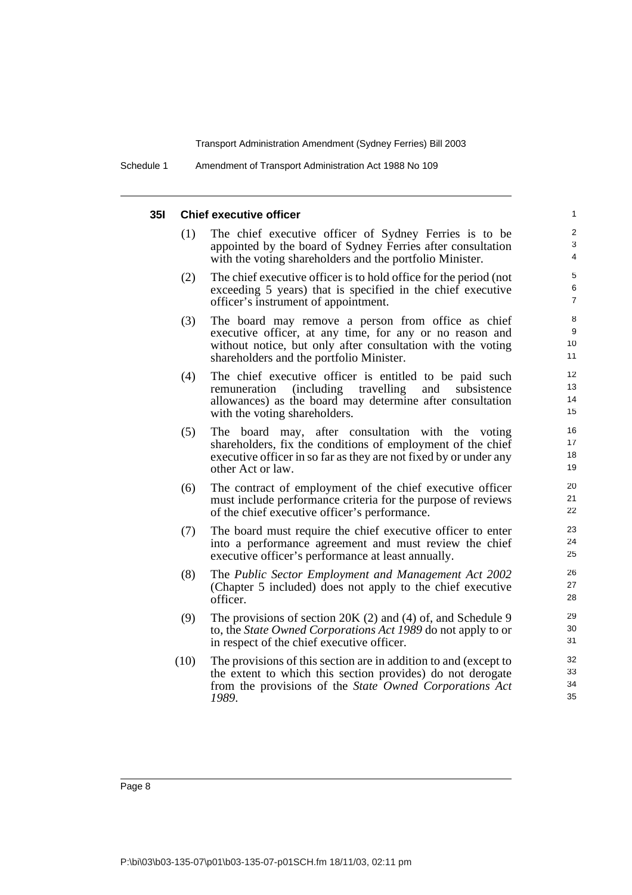### 35I Chief executive officer

(1) The chief executive officer of Sydney Ferries is to be appointed by the board of Sydney Ferries after consultation with the voting shareholders and the portfolio Minister.

(2) The chief executive officer is to hold office for the period (not exceeding 5 years) that is specified in the chief executive officer's instrument of appointment.

(3) The board may remove a person from office as chief executive officer, at any time, for any or no reason and without notice, but only after consultation with the voting shareholders and the portfolio Minister.

(4) The chief executive officer is entitled to be paid such remuneration (including travelling and subsistence allowances) as the board may determine after consultation with the voting shareholders.

(5) The board may, after consultation with the voting shareholders, fix the conditions of employment of the chief executive officer in so far as they are not fixed by or under any other Act or law.

(6) The contract of employment of the chief executive officer must include performance criteria for the purpose of reviews of the chief executive officer's performance.

(7) The board must require the chief executive officer to enter into a performance agreement and must review the chief executive officer's performance at least annually.

(8) The *Public Sector Employment and Management Act 2002* (Chapter 5 included) does not apply to the chief executive officer.

(9) The provisions of section 20K (2) and (4) of, and Schedule 9 to, the *State Owned Corporations Act 1989* do not apply to or in respect of the chief executive officer.

(10) The provisions of this section are in addition to and (except to the extent to which this section provides) do not derogate from the provisions of the *State Owned Corporations Act 1989*.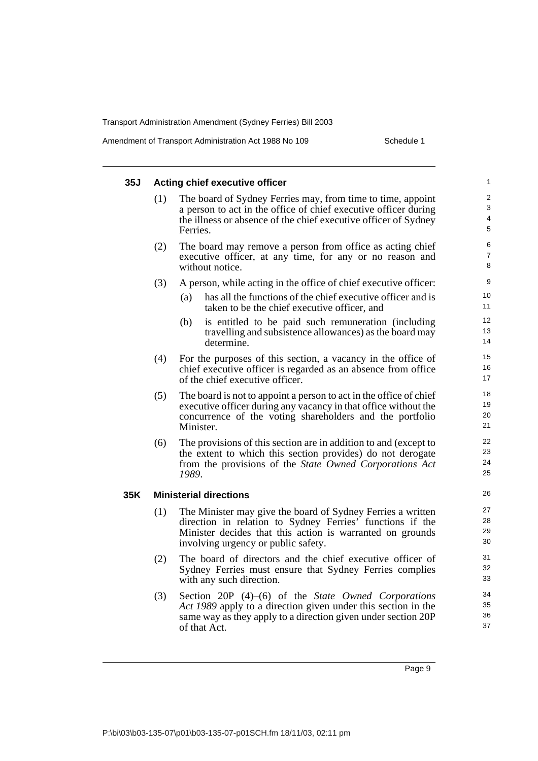### 35J Acting chief executive officer

(1) The board of Sydney Ferries may, from time to time, appoint a person to act in the office of chief executive officer during the illness or absence of the chief executive officer of Sydney Ferries.

(2) The board may remove a person from office as acting chief executive officer, at any time, for any or no reason and without notice.

(3) A person, while acting in the office of chief executive officer:

- (a) has all the functions of the chief executive officer and is taken to be the chief executive officer, and
- (b) is entitled to be paid such remuneration (including travelling and subsistence allowances) as the board may determine.

(4) For the purposes of this section, a vacancy in the office of chief executive officer is regarded as an absence from office of the chief executive officer.

(5) The board is not to appoint a person to act in the office of chief executive officer during any vacancy in that office without the concurrence of the voting shareholders and the portfolio Minister.

(6) The provisions of this section are in addition to and (except to the extent to which this section provides) do not derogate from the provisions of the *State Owned Corporations Act 1989*.

### 35K Ministerial directions

(1) The Minister may give the board of Sydney Ferries a written direction in relation to Sydney Ferries' functions if the Minister decides that this action is warranted on grounds involving urgency or public safety.

(2) The board of directors and the chief executive officer of Sydney Ferries must ensure that Sydney Ferries complies with any such direction.

(3) Section 20P (4)–(6) of the *State Owned Corporations Act 1989* apply to a direction given under this section in the same way as they apply to a direction given under section 20P of that Act.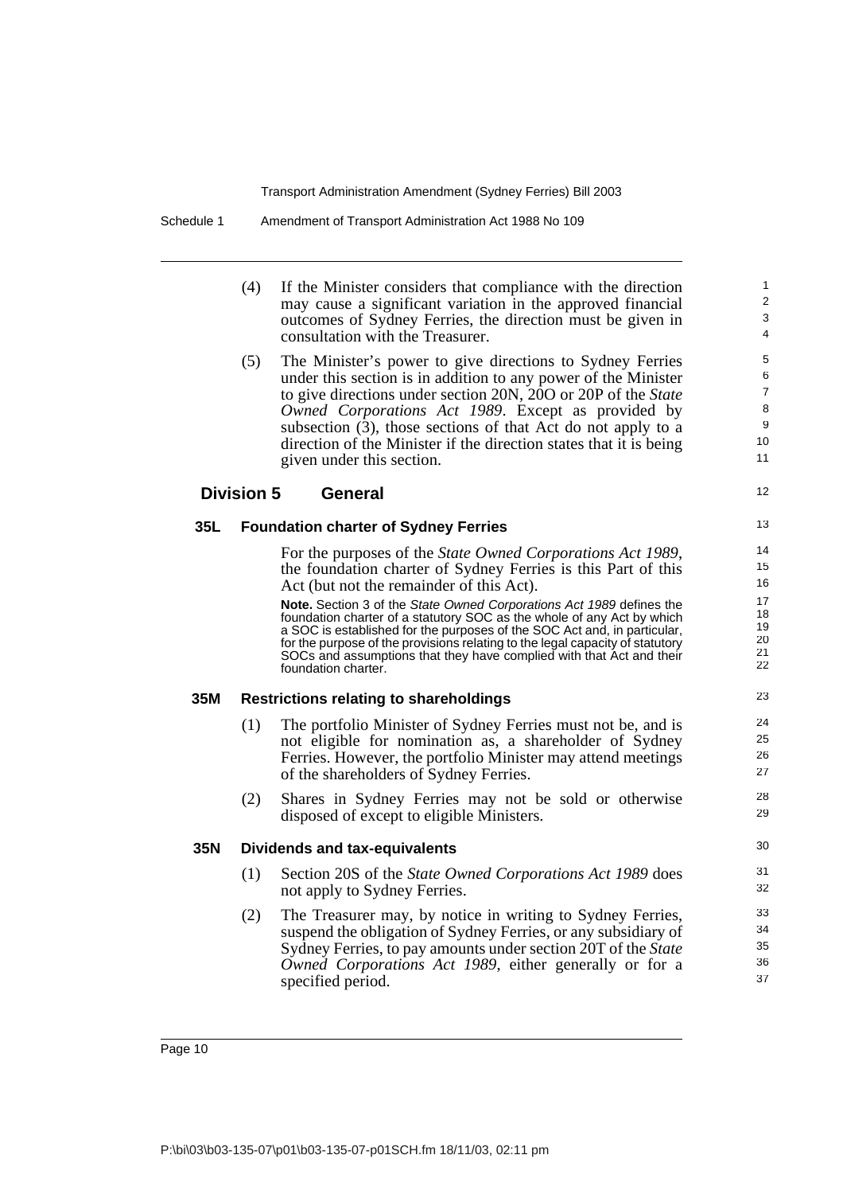(4) If the Minister considers that compliance with the direction may cause a significant variation in the approved financial outcomes of Sydney Ferries, the direction must be given in consultation with the Treasurer.

(5) The Minister's power to give directions to Sydney Ferries under this section is in addition to any power of the Minister to give directions under section 20N, 20O or 20P of the *State Owned Corporations Act 1989*. Except as provided by subsection (3), those sections of that Act do not apply to a direction of the Minister if the direction states that it is being given under this section.

## Division 5 General

### 35L Foundation charter of Sydney Ferries

For the purposes of the *State Owned Corporations Act 1989*, the foundation charter of Sydney Ferries is this Part of this Act (but not the remainder of this Act).

**Note.** Section 3 of the *State Owned Corporations Act 1989* defines the foundation charter of a statutory SOC as the whole of any Act by which a SOC is established for the purposes of the SOC Act and, in particular, for the purpose of the provisions relating to the legal capacity of statutory SOCs and assumptions that they have complied with that Act and their foundation charter.

### 35M Restrictions relating to shareholdings

(1) The portfolio Minister of Sydney Ferries must not be, and is not eligible for nomination as, a shareholder of Sydney Ferries. However, the portfolio Minister may attend meetings of the shareholders of Sydney Ferries.

(2) Shares in Sydney Ferries may not be sold or otherwise disposed of except to eligible Ministers.

### 35N Dividends and tax-equivalents

(1) Section 20S of the *State Owned Corporations Act 1989* does not apply to Sydney Ferries.

(2) The Treasurer may, by notice in writing to Sydney Ferries, suspend the obligation of Sydney Ferries, or any subsidiary of Sydney Ferries, to pay amounts under section 20T of the *State Owned Corporations Act 1989*, either generally or for a specified period.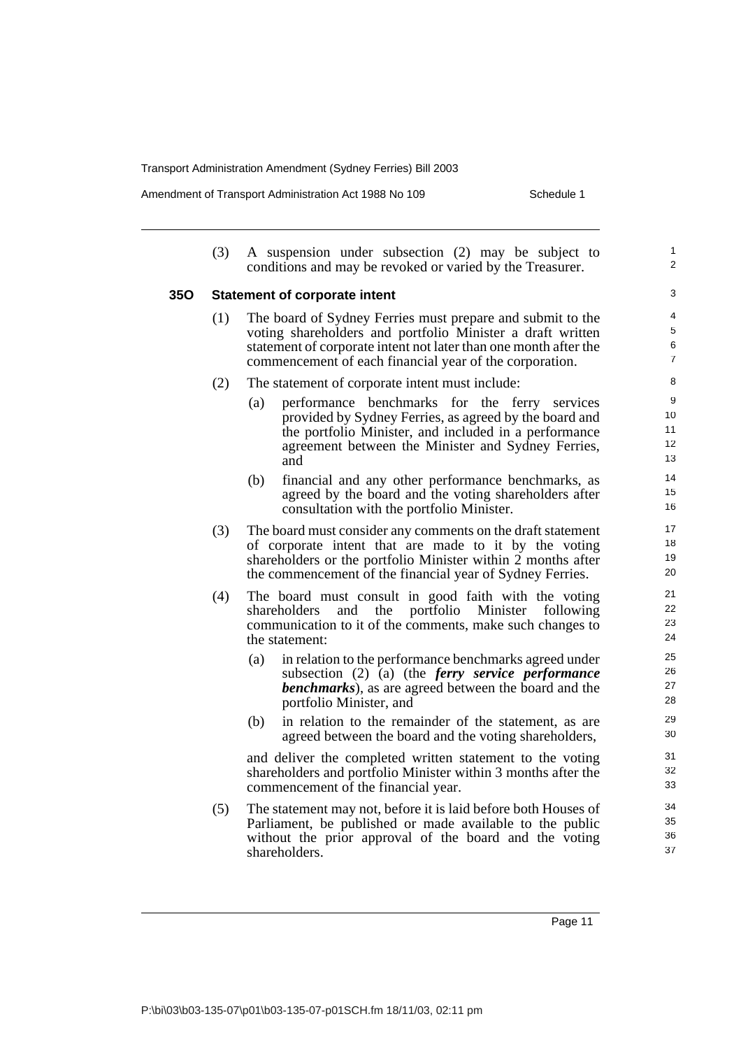(3) A suspension under subsection (2) may be subject to conditions and may be revoked or varied by the Treasurer.

### 35O Statement of corporate intent

(1) The board of Sydney Ferries must prepare and submit to the voting shareholders and portfolio Minister a draft written statement of corporate intent not later than one month after the commencement of each financial year of the corporation.

(2) The statement of corporate intent must include:

(a) performance benchmarks for the ferry services provided by Sydney Ferries, as agreed by the board and the portfolio Minister, and included in a performance agreement between the Minister and Sydney Ferries, and

(b) financial and any other performance benchmarks, as agreed by the board and the voting shareholders after consultation with the portfolio Minister.

(3) The board must consider any comments on the draft statement of corporate intent that are made to it by the voting shareholders or the portfolio Minister within 2 months after the commencement of the financial year of Sydney Ferries.

(4) The board must consult in good faith with the voting shareholders and the portfolio Minister following communication to it of the comments, make such changes to the statement:

(a) in relation to the performance benchmarks agreed under subsection (2) (a) (the ***ferry service performance benchmarks***), as are agreed between the board and the portfolio Minister, and

(b) in relation to the remainder of the statement, as are agreed between the board and the voting shareholders,

and deliver the completed written statement to the voting shareholders and portfolio Minister within 3 months after the commencement of the financial year.

(5) The statement may not, before it is laid before both Houses of Parliament, be published or made available to the public without the prior approval of the board and the voting shareholders.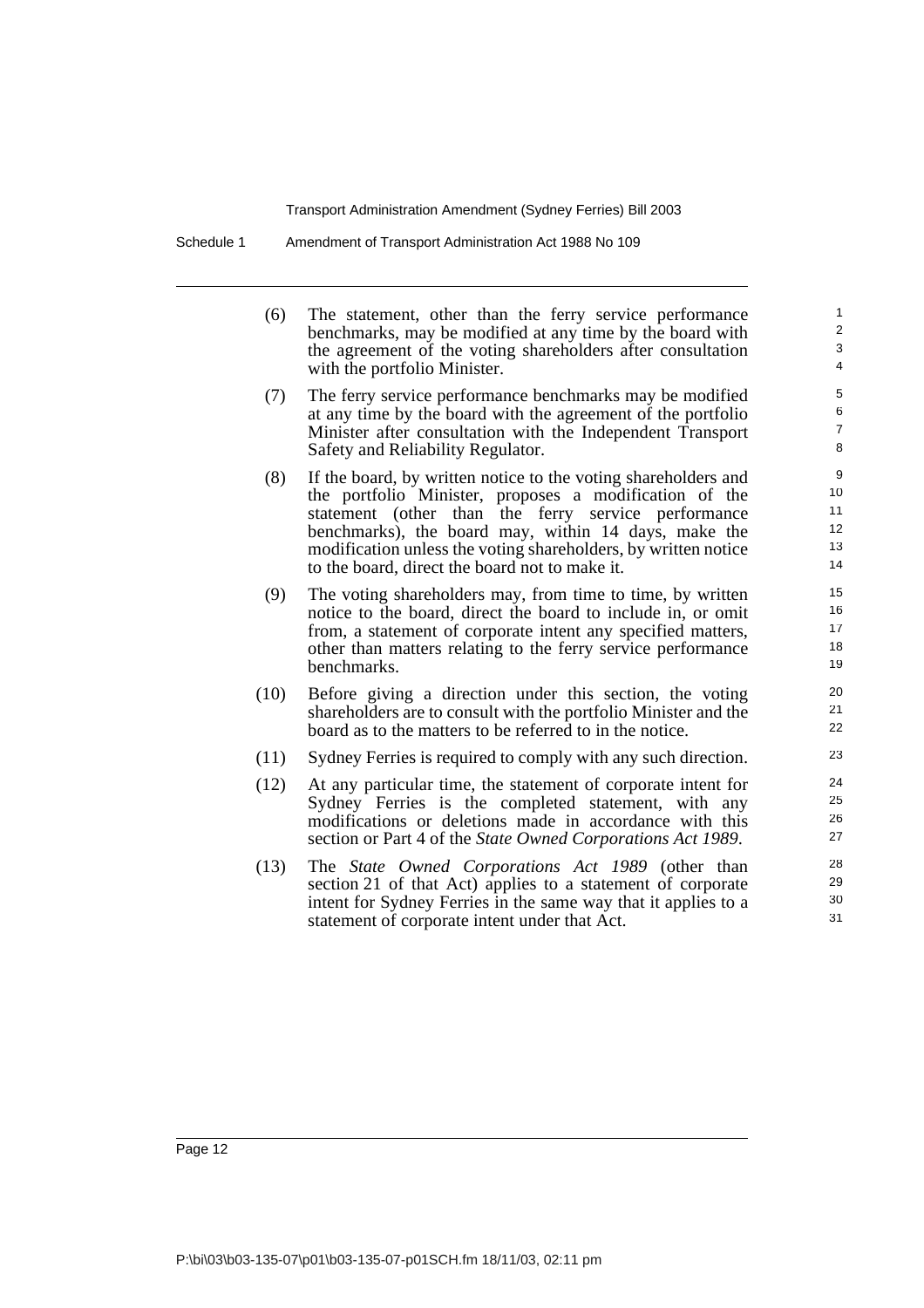(6) The statement, other than the ferry service performance benchmarks, may be modified at any time by the board with the agreement of the voting shareholders after consultation with the portfolio Minister.

(7) The ferry service performance benchmarks may be modified at any time by the board with the agreement of the portfolio Minister after consultation with the Independent Transport Safety and Reliability Regulator.

(8) If the board, by written notice to the voting shareholders and the portfolio Minister, proposes a modification of the statement (other than the ferry service performance benchmarks), the board may, within 14 days, make the modification unless the voting shareholders, by written notice to the board, direct the board not to make it.

(9) The voting shareholders may, from time to time, by written notice to the board, direct the board to include in, or omit from, a statement of corporate intent any specified matters, other than matters relating to the ferry service performance benchmarks.

(10) Before giving a direction under this section, the voting shareholders are to consult with the portfolio Minister and the board as to the matters to be referred to in the notice.

(11) Sydney Ferries is required to comply with any such direction.

(12) At any particular time, the statement of corporate intent for Sydney Ferries is the completed statement, with any modifications or deletions made in accordance with this section or Part 4 of the *State Owned Corporations Act 1989*.

(13) The *State Owned Corporations Act 1989* (other than section 21 of that Act) applies to a statement of corporate intent for Sydney Ferries in the same way that it applies to a statement of corporate intent under that Act.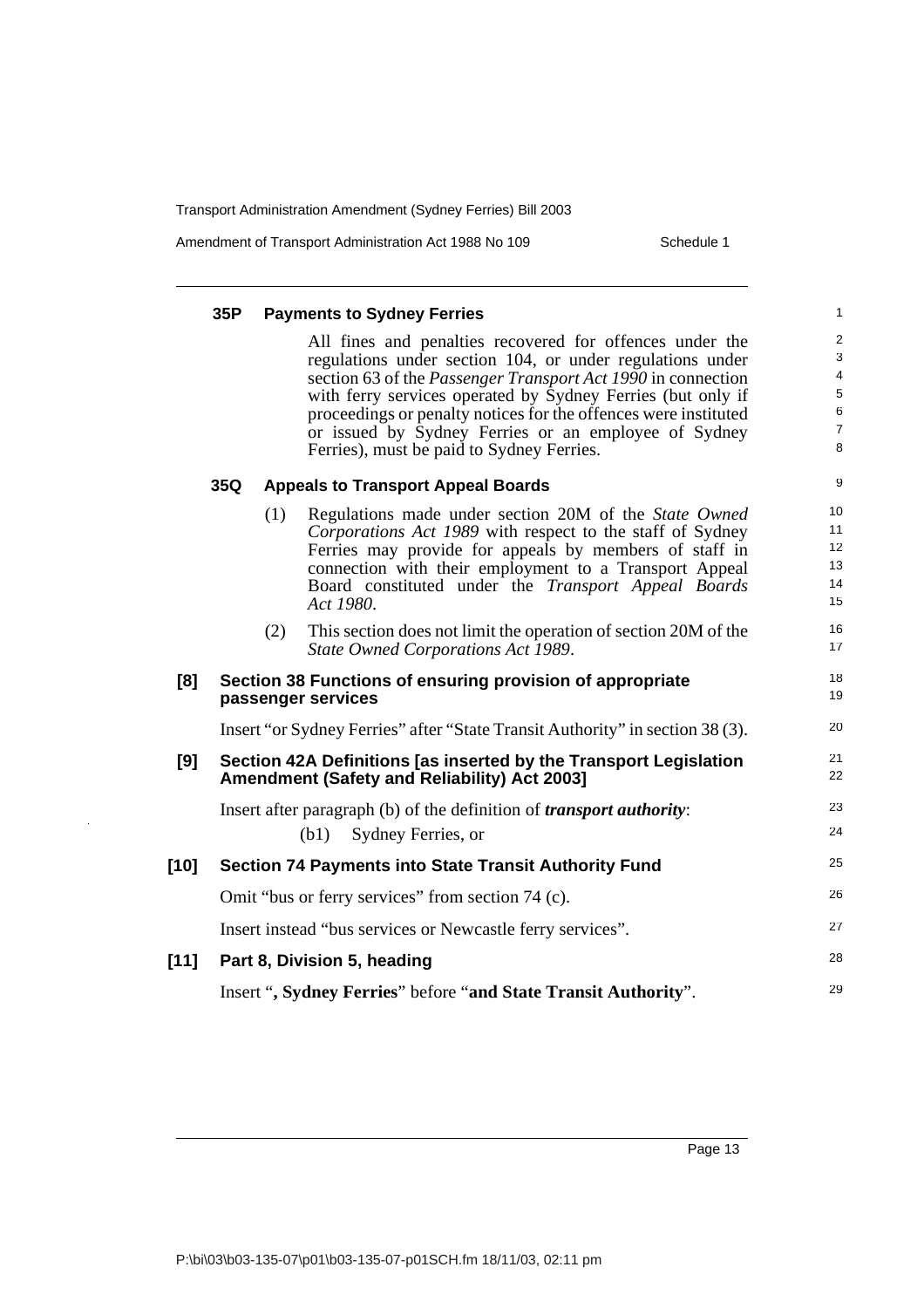#### 35P Payments to Sydney Ferries

All fines and penalties recovered for offences under the regulations under section 104, or under regulations under section 63 of the *Passenger Transport Act 1990* in connection with ferry services operated by Sydney Ferries (but only if proceedings or penalty notices for the offences were instituted or issued by Sydney Ferries or an employee of Sydney Ferries), must be paid to Sydney Ferries.

#### 35Q Appeals to Transport Appeal Boards

(1) Regulations made under section 20M of the *State Owned Corporations Act 1989* with respect to the staff of Sydney Ferries may provide for appeals by members of staff in connection with their employment to a Transport Appeal Board constituted under the *Transport Appeal Boards Act 1980*.

(2) This section does not limit the operation of section 20M of the *State Owned Corporations Act 1989*.

### [8] Section 38 Functions of ensuring provision of appropriate passenger services

Insert "or Sydney Ferries" after "State Transit Authority" in section 38 (3).

### [9] Section 42A Definitions [as inserted by the Transport Legislation Amendment (Safety and Reliability) Act 2003]

Insert after paragraph (b) of the definition of ***transport authority***:

(b1) Sydney Ferries, or

### [10] Section 74 Payments into State Transit Authority Fund

Omit "bus or ferry services" from section 74 (c).

Insert instead "bus services or Newcastle ferry services".

### [11] Part 8, Division 5, heading

Insert "**, Sydney Ferries**" before "**and State Transit Authority**".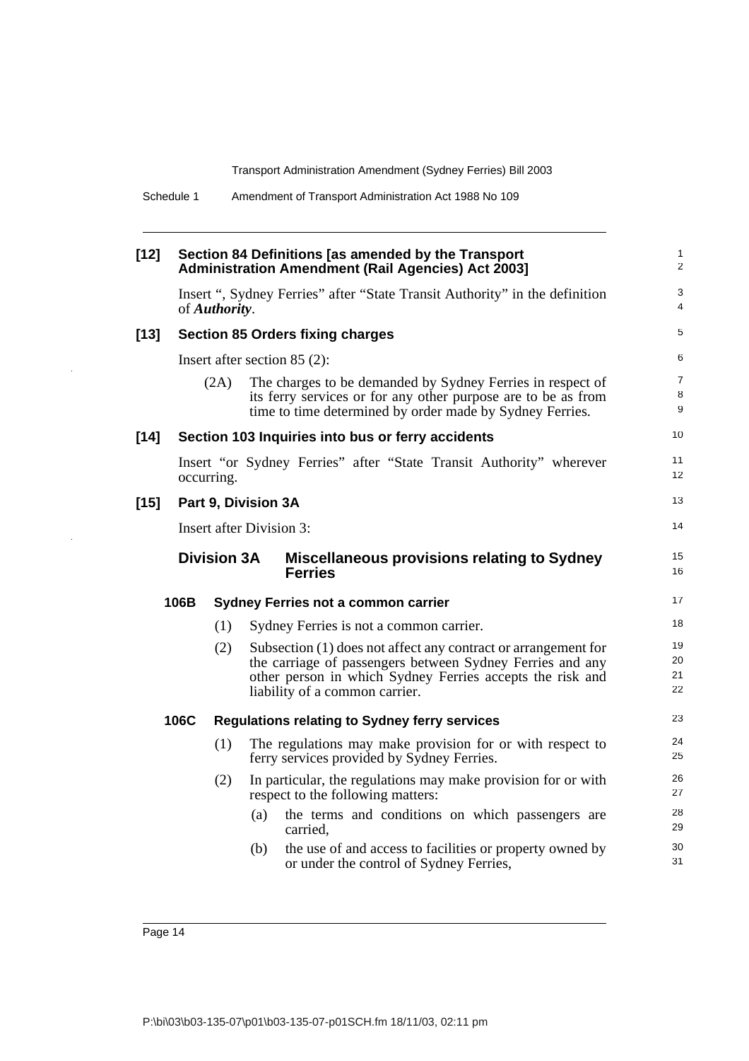**[12] Section 84 Definitions [as amended by the Transport Administration Amendment (Rail Agencies) Act 2003]**

Insert ", Sydney Ferries" after "State Transit Authority" in the definition of ***Authority***.

**[13] Section 85 Orders fixing charges**

Insert after section 85 (2):

(2A) The charges to be demanded by Sydney Ferries in respect of its ferry services or for any other purpose are to be as from time to time determined by order made by Sydney Ferries.

**[14] Section 103 Inquiries into bus or ferry accidents**

Insert "or Sydney Ferries" after "State Transit Authority" wherever occurring.

**[15] Part 9, Division 3A**

Insert after Division 3:

## Division 3A Miscellaneous provisions relating to Sydney Ferries

### 106B Sydney Ferries not a common carrier

(1) Sydney Ferries is not a common carrier.

(2) Subsection (1) does not affect any contract or arrangement for the carriage of passengers between Sydney Ferries and any other person in which Sydney Ferries accepts the risk and liability of a common carrier.

### 106C Regulations relating to Sydney ferry services

(1) The regulations may make provision for or with respect to ferry services provided by Sydney Ferries.

(2) In particular, the regulations may make provision for or with respect to the following matters:

(a) the terms and conditions on which passengers are carried,

(b) the use of and access to facilities or property owned by or under the control of Sydney Ferries,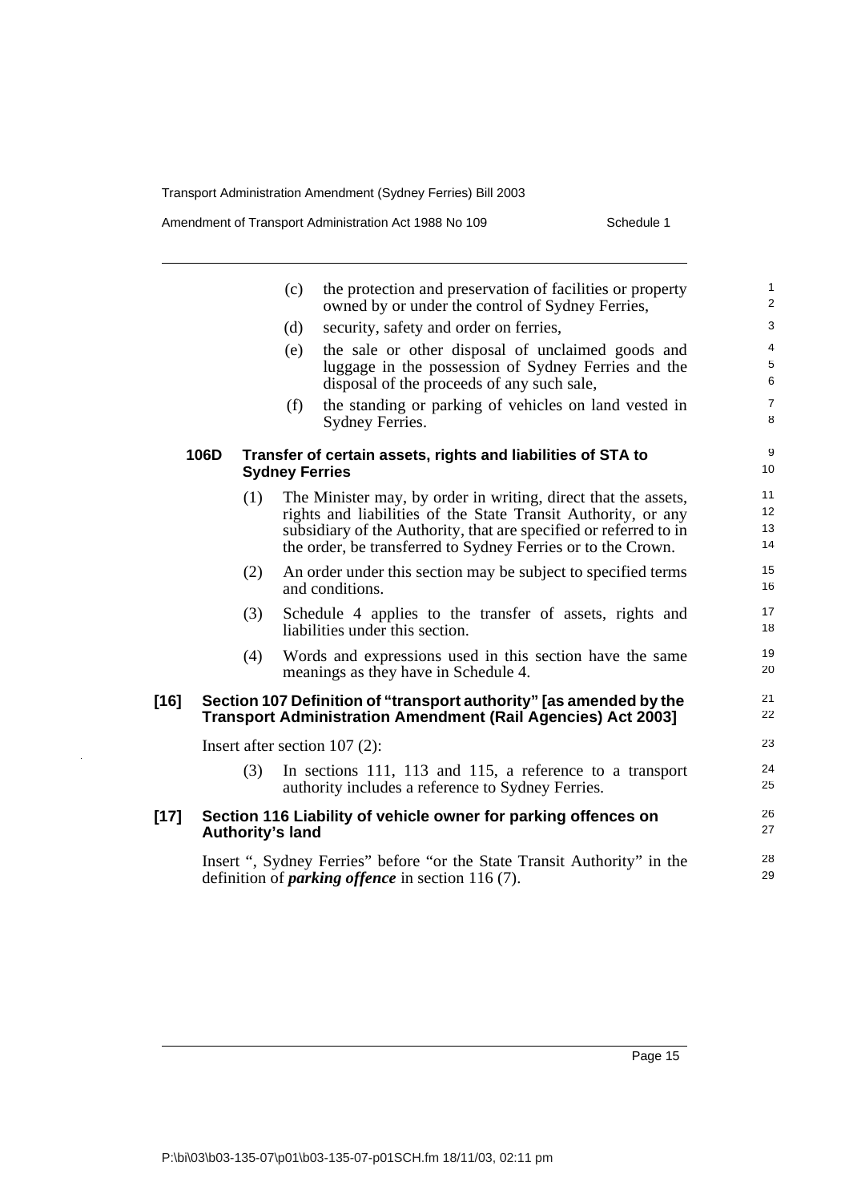(c) the protection and preservation of facilities or property owned by or under the control of Sydney Ferries,

(d) security, safety and order on ferries,

(e) the sale or other disposal of unclaimed goods and luggage in the possession of Sydney Ferries and the disposal of the proceeds of any such sale,

(f) the standing or parking of vehicles on land vested in Sydney Ferries.

**106D Transfer of certain assets, rights and liabilities of STA to Sydney Ferries**

(1) The Minister may, by order in writing, direct that the assets, rights and liabilities of the State Transit Authority, or any subsidiary of the Authority, that are specified or referred to in the order, be transferred to Sydney Ferries or to the Crown.

(2) An order under this section may be subject to specified terms and conditions.

(3) Schedule 4 applies to the transfer of assets, rights and liabilities under this section.

(4) Words and expressions used in this section have the same meanings as they have in Schedule 4.

**[16] Section 107 Definition of "transport authority" [as amended by the Transport Administration Amendment (Rail Agencies) Act 2003]**

Insert after section 107 (2):

(3) In sections 111, 113 and 115, a reference to a transport authority includes a reference to Sydney Ferries.

**[17] Section 116 Liability of vehicle owner for parking offences on Authority's land**

Insert ", Sydney Ferries" before "or the State Transit Authority" in the definition of ***parking offence*** in section 116 (7).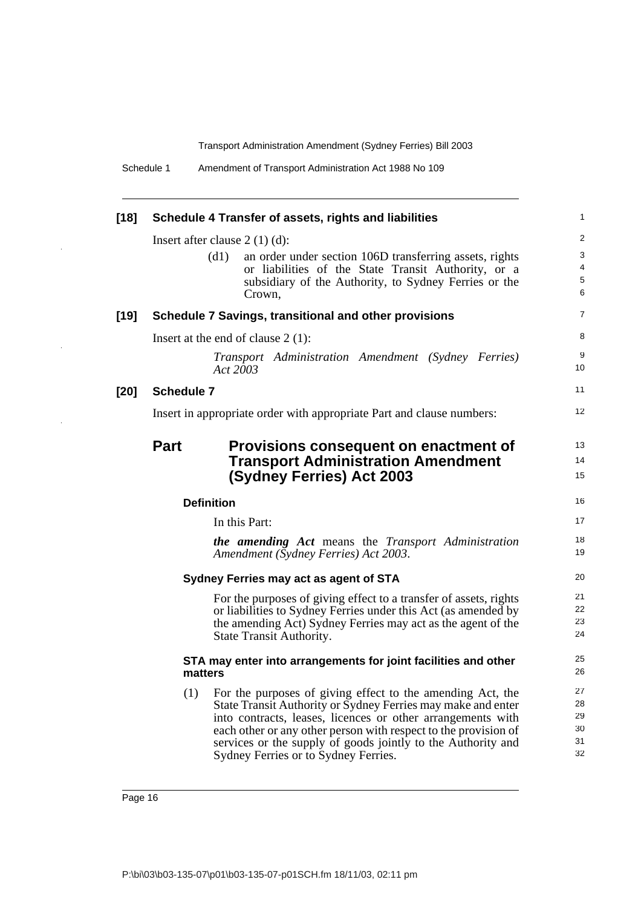**[18] Schedule 4 Transfer of assets, rights and liabilities**

Insert after clause 2 (1) (d):

> (d1) an order under section 106D transferring assets, rights or liabilities of the State Transit Authority, or a subsidiary of the Authority, to Sydney Ferries or the Crown,

**[19] Schedule 7 Savings, transitional and other provisions**

Insert at the end of clause 2 (1):

> *Transport Administration Amendment (Sydney Ferries) Act 2003*

**[20] Schedule 7**

Insert in appropriate order with appropriate Part and clause numbers:

## Part Provisions consequent on enactment of Transport Administration Amendment (Sydney Ferries) Act 2003

### Definition

In this Part:

***the amending Act*** means the *Transport Administration Amendment (Sydney Ferries) Act 2003*.

### Sydney Ferries may act as agent of STA

For the purposes of giving effect to a transfer of assets, rights or liabilities to Sydney Ferries under this Act (as amended by the amending Act) Sydney Ferries may act as the agent of the State Transit Authority.

### STA may enter into arrangements for joint facilities and other matters

(1) For the purposes of giving effect to the amending Act, the State Transit Authority or Sydney Ferries may make and enter into contracts, leases, licences or other arrangements with each other or any other person with respect to the provision of services or the supply of goods jointly to the Authority and Sydney Ferries or to Sydney Ferries.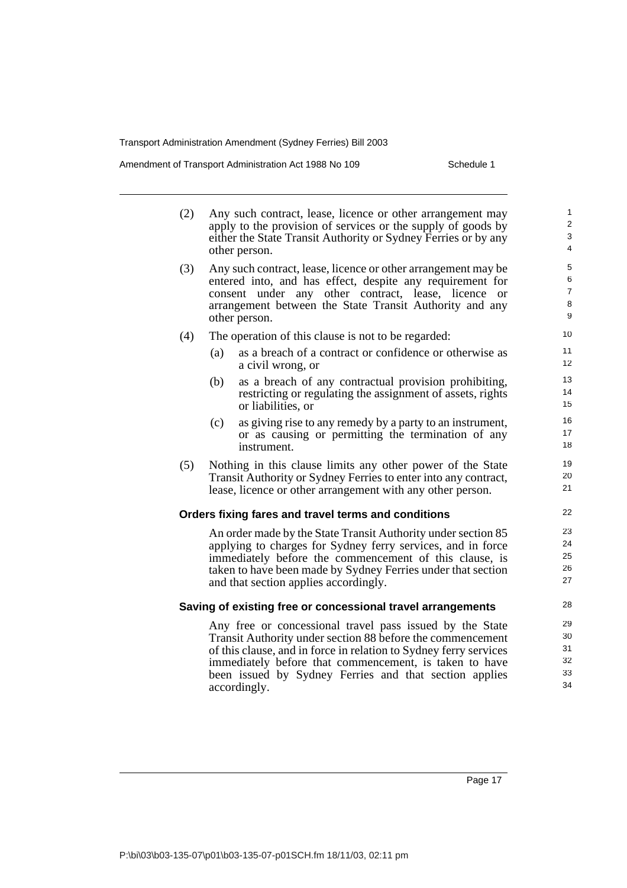(2) Any such contract, lease, licence or other arrangement may apply to the provision of services or the supply of goods by either the State Transit Authority or Sydney Ferries or by any other person.

(3) Any such contract, lease, licence or other arrangement may be entered into, and has effect, despite any requirement for consent under any other contract, lease, licence or arrangement between the State Transit Authority and any other person.

(4) The operation of this clause is not to be regarded:

  (a) as a breach of a contract or confidence or otherwise as a civil wrong, or

  (b) as a breach of any contractual provision prohibiting, restricting or regulating the assignment of assets, rights or liabilities, or

  (c) as giving rise to any remedy by a party to an instrument, or as causing or permitting the termination of any instrument.

(5) Nothing in this clause limits any other power of the State Transit Authority or Sydney Ferries to enter into any contract, lease, licence or other arrangement with any other person.

**Orders fixing fares and travel terms and conditions**

An order made by the State Transit Authority under section 85 applying to charges for Sydney ferry services, and in force immediately before the commencement of this clause, is taken to have been made by Sydney Ferries under that section and that section applies accordingly.

**Saving of existing free or concessional travel arrangements**

Any free or concessional travel pass issued by the State Transit Authority under section 88 before the commencement of this clause, and in force in relation to Sydney ferry services immediately before that commencement, is taken to have been issued by Sydney Ferries and that section applies accordingly.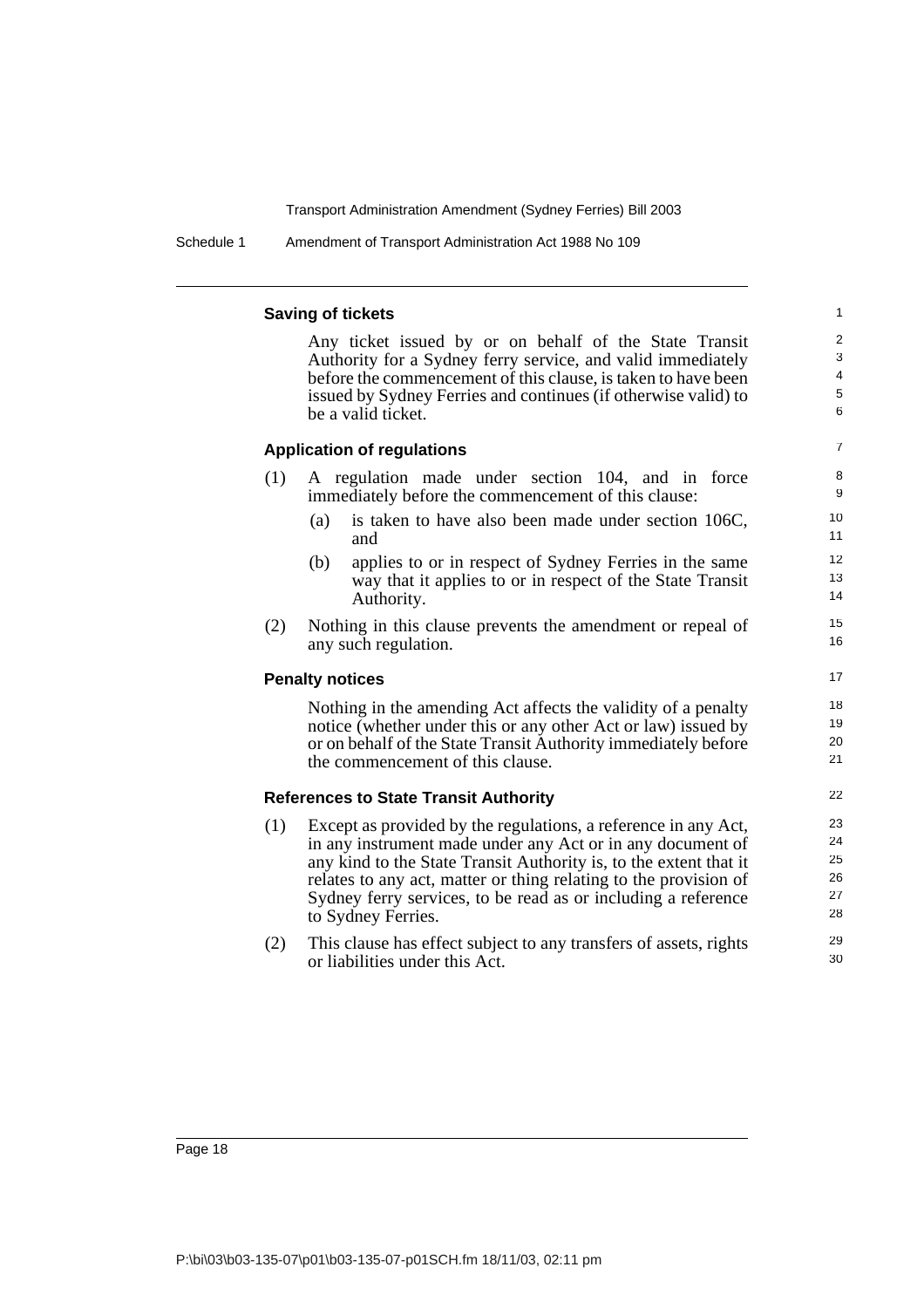### Saving of tickets

Any ticket issued by or on behalf of the State Transit Authority for a Sydney ferry service, and valid immediately before the commencement of this clause, is taken to have been issued by Sydney Ferries and continues (if otherwise valid) to be a valid ticket.

### Application of regulations

(1) A regulation made under section 104, and in force immediately before the commencement of this clause:

(a) is taken to have also been made under section 106C, and

(b) applies to or in respect of Sydney Ferries in the same way that it applies to or in respect of the State Transit Authority.

(2) Nothing in this clause prevents the amendment or repeal of any such regulation.

### Penalty notices

Nothing in the amending Act affects the validity of a penalty notice (whether under this or any other Act or law) issued by or on behalf of the State Transit Authority immediately before the commencement of this clause.

### References to State Transit Authority

(1) Except as provided by the regulations, a reference in any Act, in any instrument made under any Act or in any document of any kind to the State Transit Authority is, to the extent that it relates to any act, matter or thing relating to the provision of Sydney ferry services, to be read as or including a reference to Sydney Ferries.

(2) This clause has effect subject to any transfers of assets, rights or liabilities under this Act.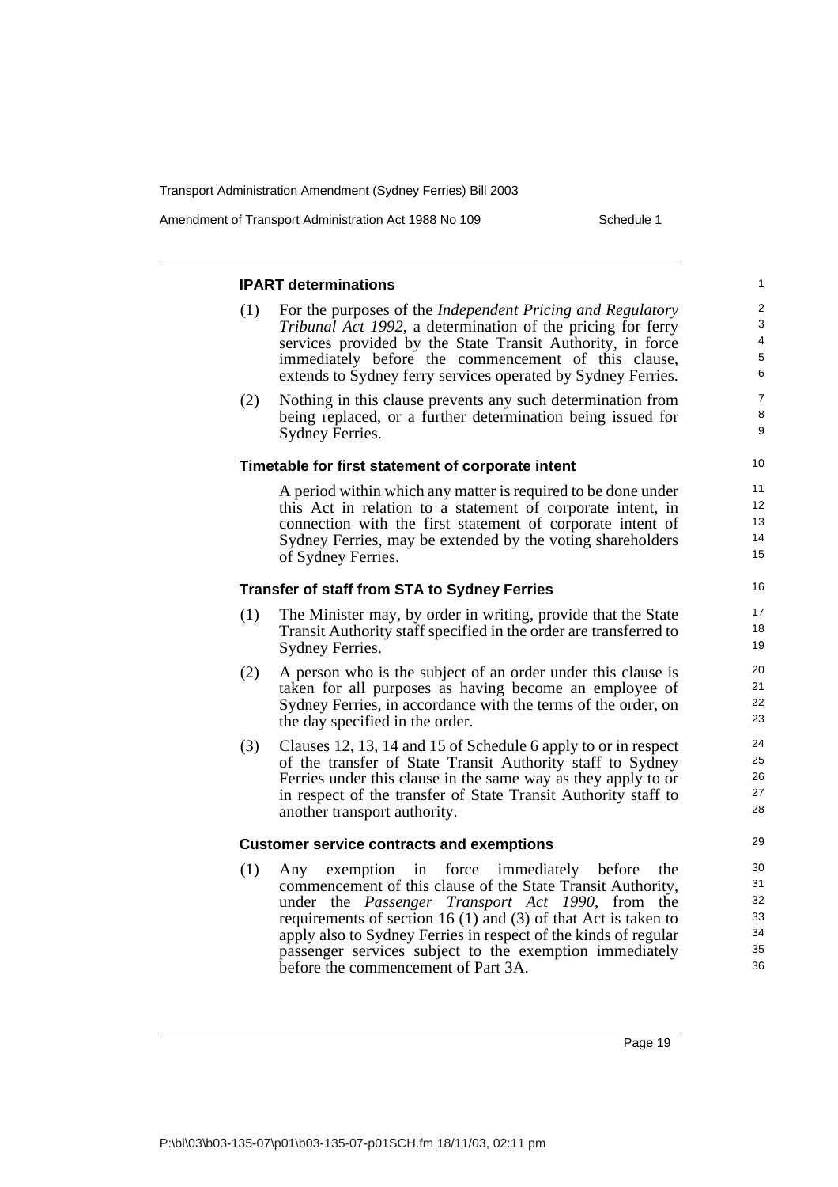#### IPART determinations

(1) For the purposes of the *Independent Pricing and Regulatory Tribunal Act 1992*, a determination of the pricing for ferry services provided by the State Transit Authority, in force immediately before the commencement of this clause, extends to Sydney ferry services operated by Sydney Ferries.

(2) Nothing in this clause prevents any such determination from being replaced, or a further determination being issued for Sydney Ferries.

#### Timetable for first statement of corporate intent

A period within which any matter is required to be done under this Act in relation to a statement of corporate intent, in connection with the first statement of corporate intent of Sydney Ferries, may be extended by the voting shareholders of Sydney Ferries.

#### Transfer of staff from STA to Sydney Ferries

(1) The Minister may, by order in writing, provide that the State Transit Authority staff specified in the order are transferred to Sydney Ferries.

(2) A person who is the subject of an order under this clause is taken for all purposes as having become an employee of Sydney Ferries, in accordance with the terms of the order, on the day specified in the order.

(3) Clauses 12, 13, 14 and 15 of Schedule 6 apply to or in respect of the transfer of State Transit Authority staff to Sydney Ferries under this clause in the same way as they apply to or in respect of the transfer of State Transit Authority staff to another transport authority.

#### Customer service contracts and exemptions

(1) Any exemption in force immediately before the commencement of this clause of the State Transit Authority, under the *Passenger Transport Act 1990*, from the requirements of section 16 (1) and (3) of that Act is taken to apply also to Sydney Ferries in respect of the kinds of regular passenger services subject to the exemption immediately before the commencement of Part 3A.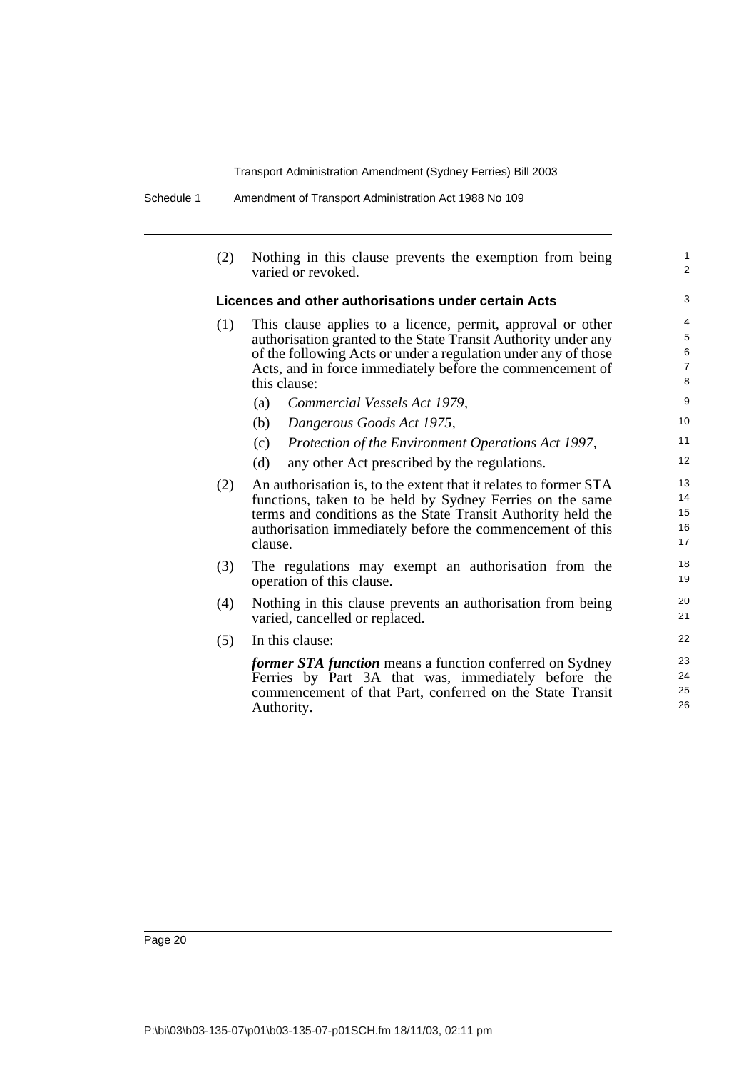(2) Nothing in this clause prevents the exemption from being varied or revoked.

### Licences and other authorisations under certain Acts

(1) This clause applies to a licence, permit, approval or other authorisation granted to the State Transit Authority under any of the following Acts or under a regulation under any of those Acts, and in force immediately before the commencement of this clause:

- (a) *Commercial Vessels Act 1979*,
- (b) *Dangerous Goods Act 1975*,
- (c) *Protection of the Environment Operations Act 1997*,
- (d) any other Act prescribed by the regulations.

(2) An authorisation is, to the extent that it relates to former STA functions, taken to be held by Sydney Ferries on the same terms and conditions as the State Transit Authority held the authorisation immediately before the commencement of this clause.

(3) The regulations may exempt an authorisation from the operation of this clause.

(4) Nothing in this clause prevents an authorisation from being varied, cancelled or replaced.

(5) In this clause:

***former STA function*** means a function conferred on Sydney Ferries by Part 3A that was, immediately before the commencement of that Part, conferred on the State Transit Authority.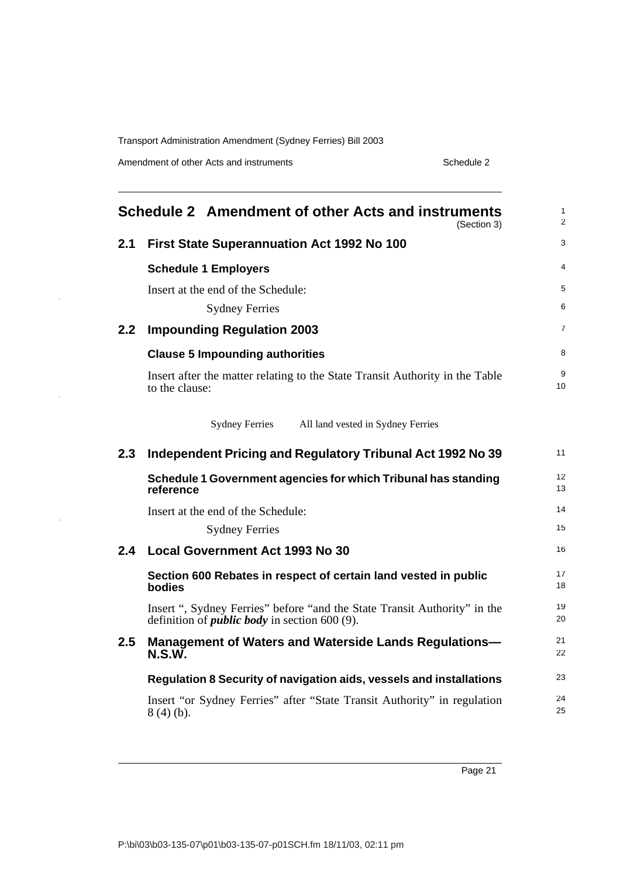# Schedule 2 Amendment of other Acts and instruments

(Section 3)

## 2.1 First State Superannuation Act 1992 No 100

### Schedule 1 Employers

Insert at the end of the Schedule:

Sydney Ferries

## 2.2 Impounding Regulation 2003

### Clause 5 Impounding authorities

Insert after the matter relating to the State Transit Authority in the Table to the clause:

| Sydney Ferries | All land vested in Sydney Ferries |
| --- | --- |

## 2.3 Independent Pricing and Regulatory Tribunal Act 1992 No 39

### Schedule 1 Government agencies for which Tribunal has standing reference

Insert at the end of the Schedule:

Sydney Ferries

## 2.4 Local Government Act 1993 No 30

### Section 600 Rebates in respect of certain land vested in public bodies

Insert ", Sydney Ferries" before "and the State Transit Authority" in the definition of ***public body*** in section 600 (9).

## 2.5 Management of Waters and Waterside Lands Regulations—N.S.W.

### Regulation 8 Security of navigation aids, vessels and installations

Insert "or Sydney Ferries" after "State Transit Authority" in regulation 8 (4) (b).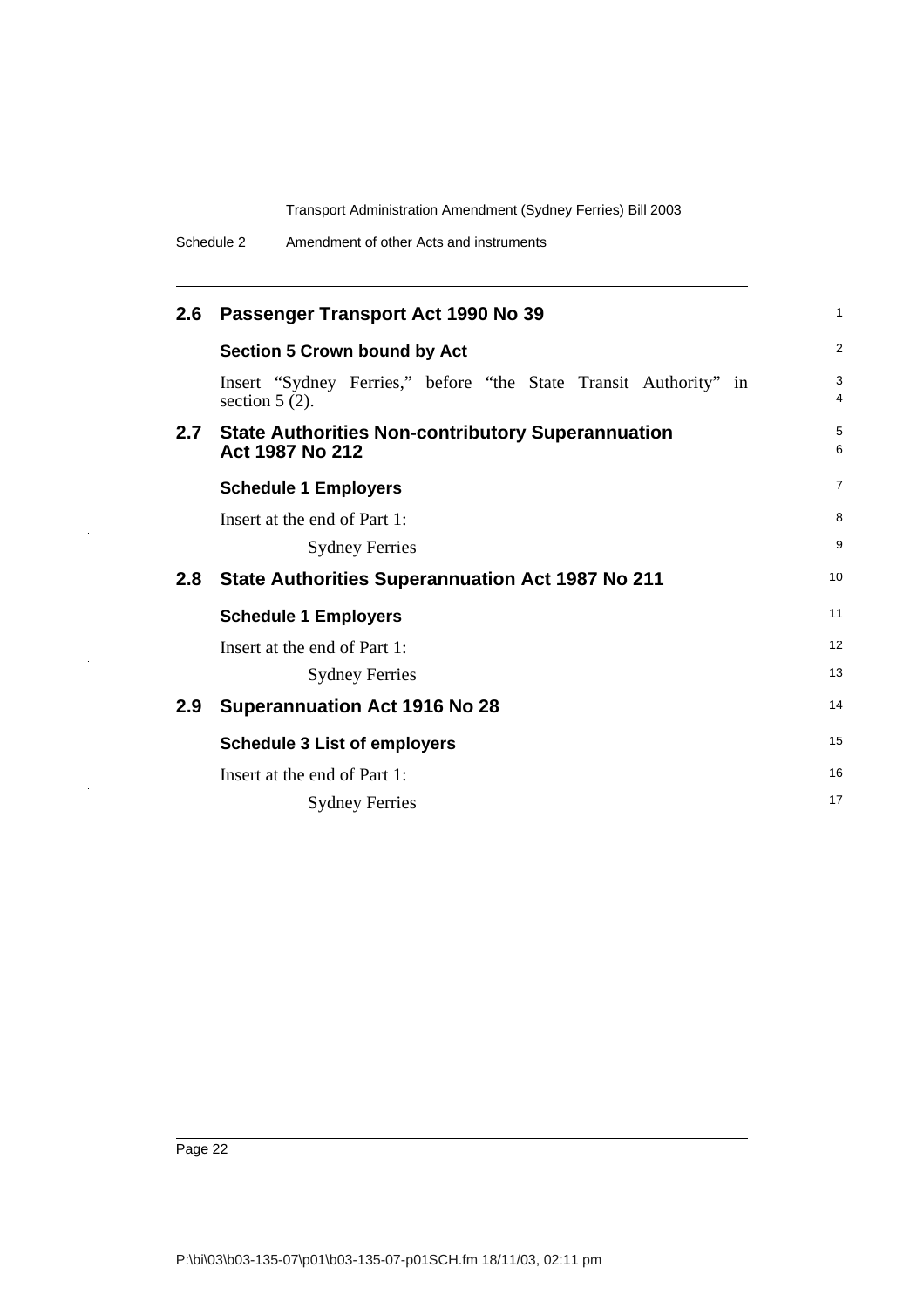## 2.6 Passenger Transport Act 1990 No 39

### Section 5 Crown bound by Act

Insert "Sydney Ferries," before "the State Transit Authority" in section 5 (2).

## 2.7 State Authorities Non-contributory Superannuation Act 1987 No 212

### Schedule 1 Employers

Insert at the end of Part 1:

Sydney Ferries

## 2.8 State Authorities Superannuation Act 1987 No 211

### Schedule 1 Employers

Insert at the end of Part 1:

Sydney Ferries

## 2.9 Superannuation Act 1916 No 28

### Schedule 3 List of employers

Insert at the end of Part 1:

Sydney Ferries